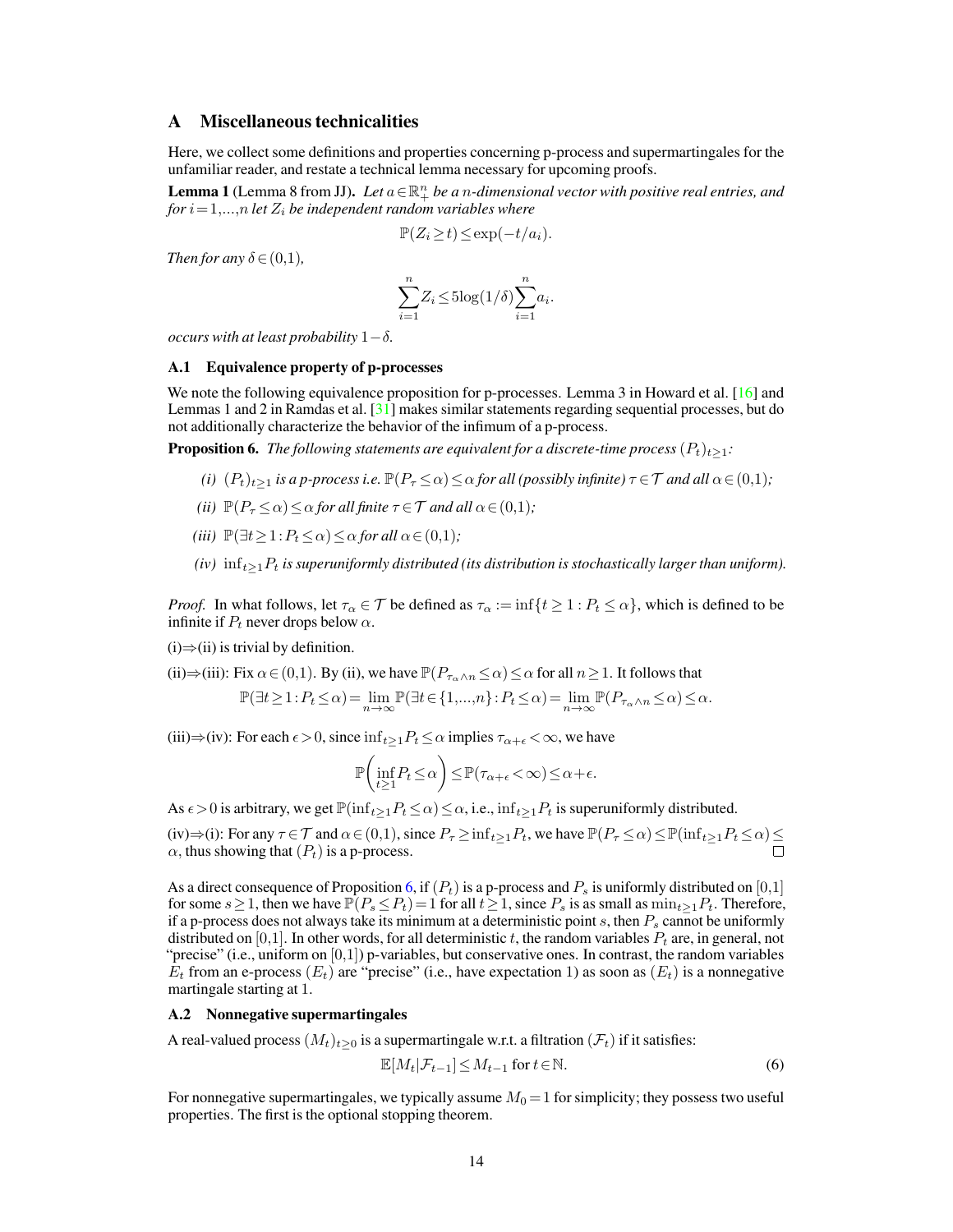## A Miscellaneous technicalities

Here, we collect some definitions and properties concerning p-process and supermartingales for the unfamiliar reader, and restate a technical lemma necessary for upcoming proofs.

**Lemma 1** (Lemma 8 from JJ). *Let $a \in \mathbb{R}_+^n$ be a $n$-dimensional vector with positive real entries, and for $i=1,...,n$ let $Z_i$ be independent random variables where*

$$\mathbb{P}(Z_i \geq t) \leq \exp(-t/a_i).$$

*Then for any $\delta \in (0,1)$,*

$$\sum_{i=1}^{n} Z_i \leq 5\log(1/\delta)\sum_{i=1}^{n} a_i.$$

*occurs with at least probability $1-\delta$.*

### A.1 Equivalence property of p-processes

We note the following equivalence proposition for p-processes. Lemma 3 in Howard et al. [16] and Lemmas 1 and 2 in Ramdas et al. [31] makes similar statements regarding sequential processes, but do not additionally characterize the behavior of the infimum of a p-process.

**Proposition 6.** *The following statements are equivalent for a discrete-time process $(P_t)_{t\geq 1}$:*

*(i)* $(P_t)_{t\geq 1}$ *is a p-process i.e.* $\mathbb{P}(P_\tau \leq \alpha) \leq \alpha$ *for all (possibly infinite)* $\tau \in \mathcal{T}$ *and all* $\alpha \in (0,1)$*;*

*(ii)* $\mathbb{P}(P_\tau \leq \alpha) \leq \alpha$ *for all finite* $\tau \in \mathcal{T}$ *and all* $\alpha \in (0,1)$*;*

*(iii)* $\mathbb{P}(\exists t \geq 1 : P_t \leq \alpha) \leq \alpha$ *for all* $\alpha \in (0,1)$*;*

*(iv)* $\inf_{t\geq 1} P_t$ *is superuniformly distributed (its distribution is stochastically larger than uniform).*

*Proof.* In what follows, let $\tau_\alpha \in \mathcal{T}$ be defined as $\tau_\alpha := \inf\{t \geq 1 : P_t \leq \alpha\}$, which is defined to be infinite if $P_t$ never drops below $\alpha$.

(i)⇒(ii) is trivial by definition.

(ii)⇒(iii): Fix $\alpha \in (0,1)$. By (ii), we have $\mathbb{P}(P_{\tau_\alpha \wedge n} \leq \alpha) \leq \alpha$ for all $n \geq 1$. It follows that

$$\mathbb{P}(\exists t \geq 1 : P_t \leq \alpha) = \lim_{n\to\infty} \mathbb{P}(\exists t \in \{1,...,n\} : P_t \leq \alpha) = \lim_{n\to\infty} \mathbb{P}(P_{\tau_\alpha \wedge n} \leq \alpha) \leq \alpha.$$

(iii)⇒(iv): For each $\epsilon > 0$, since $\inf_{t\geq 1} P_t \leq \alpha$ implies $\tau_{\alpha+\epsilon} < \infty$, we have

$$\mathbb{P}\left(\inf_{t\geq 1} P_t \leq \alpha\right) \leq \mathbb{P}(\tau_{\alpha+\epsilon} < \infty) \leq \alpha + \epsilon.$$

As $\epsilon > 0$ is arbitrary, we get $\mathbb{P}(\inf_{t\geq 1} P_t \leq \alpha) \leq \alpha$, i.e., $\inf_{t\geq 1} P_t$ is superuniformly distributed.

(iv)⇒(i): For any $\tau \in \mathcal{T}$ and $\alpha \in (0,1)$, since $P_\tau \geq \inf_{t\geq 1} P_t$, we have $\mathbb{P}(P_\tau \leq \alpha) \leq \mathbb{P}(\inf_{t\geq 1} P_t \leq \alpha) \leq \alpha$, thus showing that $(P_t)$ is a p-process. □

As a direct consequence of Proposition 6, if $(P_t)$ is a p-process and $P_s$ is uniformly distributed on $[0,1]$ for some $s \geq 1$, then we have $\mathbb{P}(P_s \leq P_t) = 1$ for all $t \geq 1$, since $P_s$ is as small as $\min_{t\geq 1} P_t$. Therefore, if a p-process does not always take its minimum at a deterministic point $s$, then $P_s$ cannot be uniformly distributed on $[0,1]$. In other words, for all deterministic $t$, the random variables $P_t$ are, in general, not "precise" (i.e., uniform on $[0,1]$) p-variables, but conservative ones. In contrast, the random variables $E_t$ from an e-process $(E_t)$ are "precise" (i.e., have expectation 1) as soon as $(E_t)$ is a nonnegative martingale starting at 1.

### A.2 Nonnegative supermartingales

A real-valued process $(M_t)_{t\geq 0}$ is a supermartingale w.r.t. a filtration $(\mathcal{F}_t)$ if it satisfies:

$$\mathbb{E}[M_t | \mathcal{F}_{t-1}] \leq M_{t-1} \text{ for } t \in \mathbb{N}. \tag{6}$$

For nonnegative supermartingales, we typically assume $M_0 = 1$ for simplicity; they possess two useful properties. The first is the optional stopping theorem.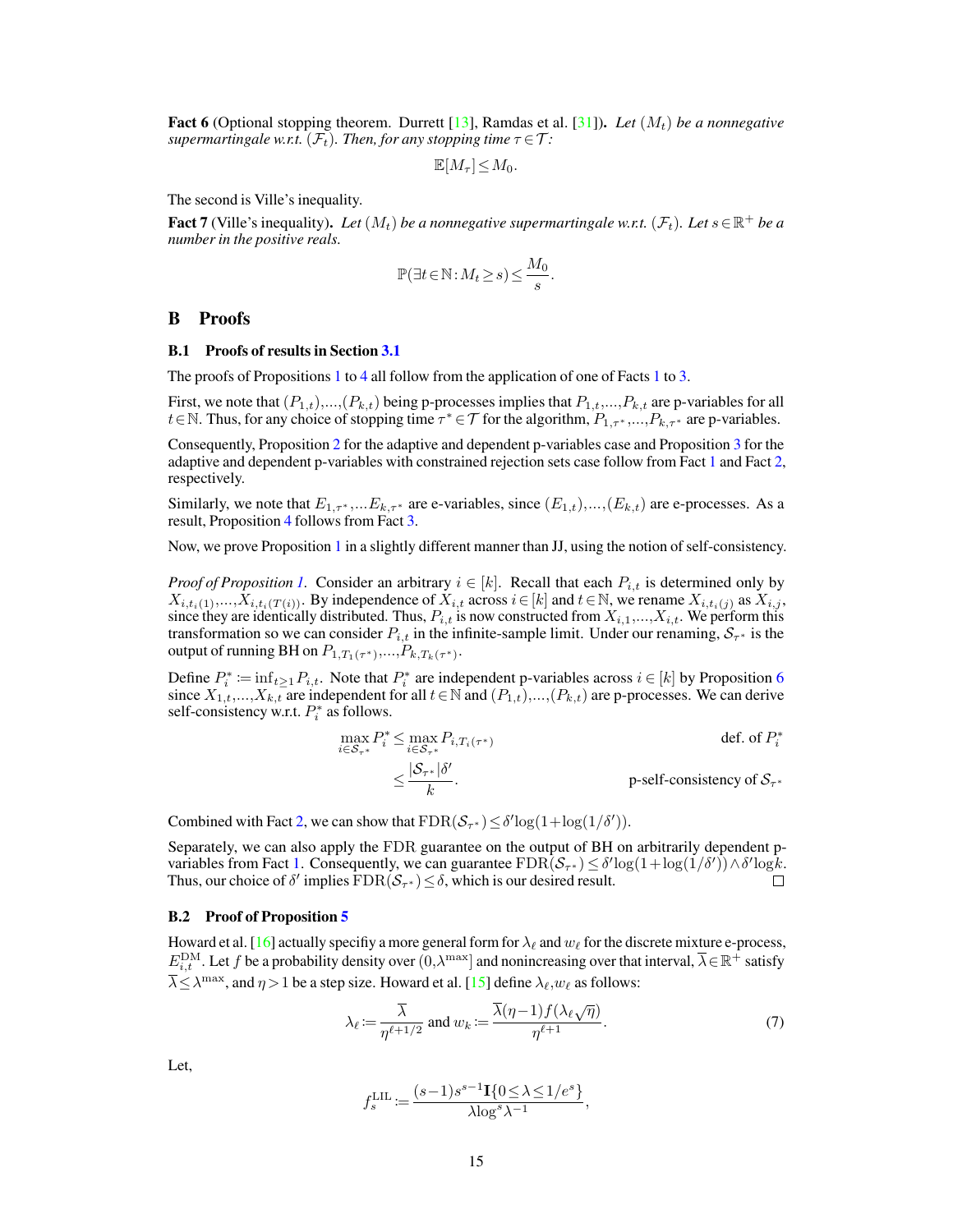**Fact 6** (Optional stopping theorem. Durrett [13], Ramdas et al. [31]). *Let $(M_t)$ be a nonnegative supermartingale w.r.t. $(\mathcal{F}_t)$. Then, for any stopping time $\tau \in \mathcal{T}$:*

$$\mathbb{E}[M_\tau] \leq M_0.$$

The second is Ville's inequality.

**Fact 7** (Ville's inequality). *Let $(M_t)$ be a nonnegative supermartingale w.r.t. $(\mathcal{F}_t)$. Let $s \in \mathbb{R}^+$ be a number in the positive reals.*

$$\mathbb{P}(\exists t \in \mathbb{N} : M_t \geq s) \leq \frac{M_0}{s}.$$

# B Proofs

## B.1 Proofs of results in Section 3.1

The proofs of Propositions 1 to 4 all follow from the application of one of Facts 1 to 3.

First, we note that $(P_{1,t}),\ldots,(P_{k,t})$ being p-processes implies that $P_{1,t},\ldots,P_{k,t}$ are p-variables for all $t \in \mathbb{N}$. Thus, for any choice of stopping time $\tau^* \in \mathcal{T}$ for the algorithm, $P_{1,\tau^*},\ldots,P_{k,\tau^*}$ are p-variables.

Consequently, Proposition 2 for the adaptive and dependent p-variables case and Proposition 3 for the adaptive and dependent p-variables with constrained rejection sets case follow from Fact 1 and Fact 2, respectively.

Similarly, we note that $E_{1,\tau^*},\ldots E_{k,\tau^*}$ are e-variables, since $(E_{1,t}),\ldots,(E_{k,t})$ are e-processes. As a result, Proposition 4 follows from Fact 3.

Now, we prove Proposition 1 in a slightly different manner than JJ, using the notion of self-consistency.

*Proof of Proposition 1.* Consider an arbitrary $i \in [k]$. Recall that each $P_{i,t}$ is determined only by $X_{i,t_i(1)},\ldots,X_{i,t_i(T(i))}$. By independence of $X_{i,t}$ across $i \in [k]$ and $t \in \mathbb{N}$, we rename $X_{i,t_i(j)}$ as $X_{i,j}$, since they are identically distributed. Thus, $P_{i,t}$ is now constructed from $X_{i,1},\ldots,X_{i,t}$. We perform this transformation so we can consider $P_{i,t}$ in the infinite-sample limit. Under our renaming, $\mathcal{S}_{\tau^*}$ is the output of running BH on $P_{1,T_1(\tau^*)},\ldots,P_{k,T_k(\tau^*)}$.

Define $P_i^* := \inf_{t \geq 1} P_{i,t}$. Note that $P_i^*$ are independent p-variables across $i \in [k]$ by Proposition 6 since $X_{1,t},\ldots,X_{k,t}$ are independent for all $t \in \mathbb{N}$ and $(P_{1,t}),\ldots,(P_{k,t})$ are p-processes. We can derive self-consistency w.r.t. $P_i^*$ as follows.

$$
\begin{aligned}
\max_{i \in \mathcal{S}_{\tau^*}} P_i^* &\leq \max_{i \in \mathcal{S}_{\tau^*}} P_{i,T_i(\tau^*)} && \text{def. of } P_i^* \\
&\leq \frac{|\mathcal{S}_{\tau^*}|\delta'}{k}. && \text{p-self-consistency of } \mathcal{S}_{\tau^*}
\end{aligned}
$$

Combined with Fact 2, we can show that $\mathrm{FDR}(\mathcal{S}_{\tau^*}) \leq \delta' \log(1 + \log(1/\delta'))$.

Separately, we can also apply the FDR guarantee on the output of BH on arbitrarily dependent p-variables from Fact 1. Consequently, we can guarantee $\mathrm{FDR}(\mathcal{S}_{\tau^*}) \leq \delta' \log(1 + \log(1/\delta')) \wedge \delta' \log k$. Thus, our choice of $\delta'$ implies $\mathrm{FDR}(\mathcal{S}_{\tau^*}) \leq \delta$, which is our desired result. □

## B.2 Proof of Proposition 5

Howard et al. [16] actually specify a more general form for $\lambda_\ell$ and $w_\ell$ for the discrete mixture e-process, $E_{i,t}^{\mathrm{DM}}$. Let $f$ be a probability density over $(0, \lambda^{\max}]$ and nonincreasing over that interval, $\overline{\lambda} \in \mathbb{R}^+$ satisfy $\overline{\lambda} \leq \lambda^{\max}$, and $\eta > 1$ be a step size. Howard et al. [15] define $\lambda_\ell, w_\ell$ as follows:

$$\lambda_\ell := \frac{\overline{\lambda}}{\eta^{\ell+1/2}} \text{ and } w_k := \frac{\overline{\lambda}(\eta - 1) f(\lambda_\ell \sqrt{\eta})}{\eta^{\ell+1}}. \tag{7}$$

Let,

$$f_s^{\mathrm{LIL}} := \frac{(s-1)s^{s-1}\mathbf{1}\{0 \leq \lambda \leq 1/e^s\}}{\lambda \log^s \lambda^{-1}},$$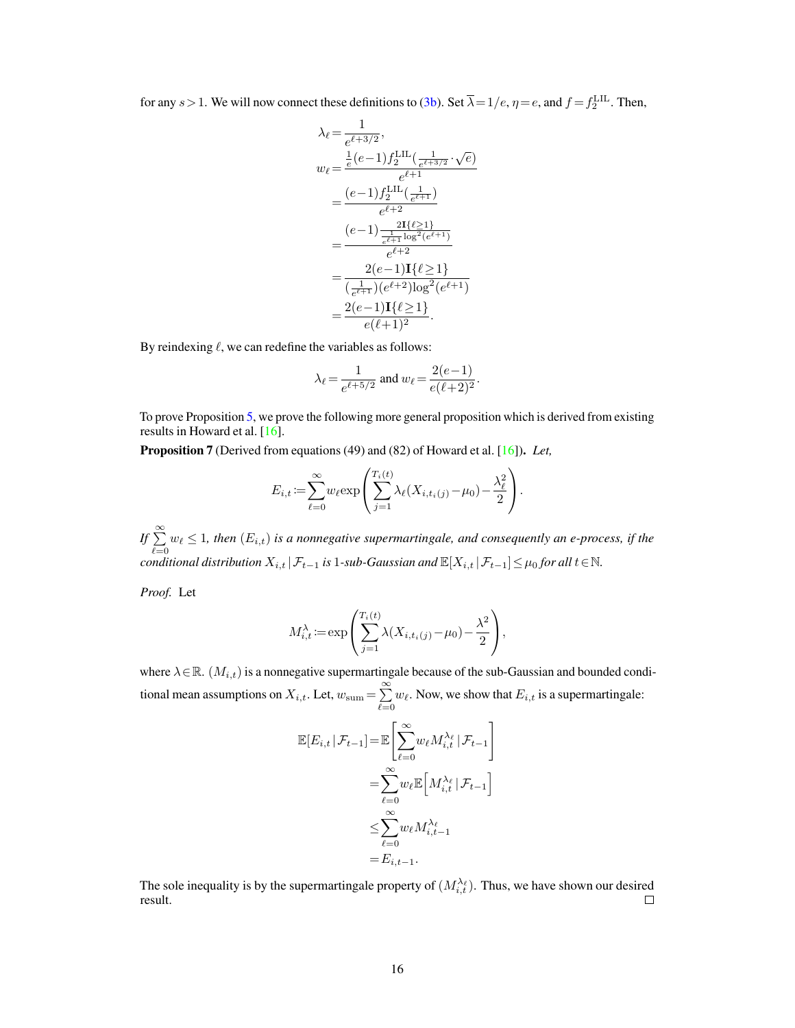for any $s > 1$. We will now connect these definitions to (3b). Set $\overline{\lambda} = 1/e$, $\eta = e$, and $f = f_2^{\text{LIL}}$. Then,

$$
\begin{aligned}
\lambda_\ell &= \frac{1}{e^{\ell+3/2}}, \\
w_\ell &= \frac{\frac{1}{e}(e-1) f_2^{\text{LIL}}(\frac{1}{e^{\ell+3/2}} \cdot \sqrt{e})}{e^{\ell+1}} \\
&= \frac{(e-1) f_2^{\text{LIL}}(\frac{1}{e^{\ell+1}})}{e^{\ell+2}} \\
&= \frac{(e-1) \frac{2\mathbf{I}\{\ell \geq 1\}}{\frac{1}{e^{\ell+1}} \log^2(e^{\ell+1})}}{e^{\ell+2}} \\
&= \frac{2(e-1)\mathbf{I}\{\ell \geq 1\}}{(\frac{1}{e^{\ell+1}})(e^{\ell+2}) \log^2(e^{\ell+1})} \\
&= \frac{2(e-1)\mathbf{I}\{\ell \geq 1\}}{e(\ell+1)^2}.
\end{aligned}
$$

By reindexing $\ell$, we can redefine the variables as follows:

$$
\lambda_\ell = \frac{1}{e^{\ell+5/2}} \text{ and } w_\ell = \frac{2(e-1)}{e(\ell+2)^2}.
$$

To prove Proposition 5, we prove the following more general proposition which is derived from existing results in Howard et al. [16].

**Proposition 7** (Derived from equations (49) and (82) of Howard et al. [16]). *Let,*

$$
E_{i,t} := \sum_{\ell=0}^{\infty} w_\ell \exp\left( \sum_{j=1}^{T_i(t)} \lambda_\ell (X_{i,t_i(j)} - \mu_0) - \frac{\lambda_\ell^2}{2} \right).
$$

*If* $\sum_{\ell=0}^{\infty} w_\ell \leq 1$*, then* $(E_{i,t})$ *is a nonnegative supermartingale, and consequently an e-process, if the conditional distribution* $X_{i,t} \mid \mathcal{F}_{t-1}$ *is* 1*-sub-Gaussian and* $\mathbb{E}[X_{i,t} \mid \mathcal{F}_{t-1}] \leq \mu_0$ *for all* $t \in \mathbb{N}$.

*Proof.* Let

$$
M_{i,t}^{\lambda} := \exp\left( \sum_{j=1}^{T_i(t)} \lambda (X_{i,t_i(j)} - \mu_0) - \frac{\lambda^2}{2} \right),
$$

where $\lambda \in \mathbb{R}$. $(M_{i,t})$ is a nonnegative supermartingale because of the sub-Gaussian and bounded conditional mean assumptions on $X_{i,t}$. Let, $w_{\text{sum}} = \sum_{\ell=0}^{\infty} w_\ell$. Now, we show that $E_{i,t}$ is a supermartingale:

$$
\begin{aligned}
\mathbb{E}[E_{i,t} \mid \mathcal{F}_{t-1}] &= \mathbb{E}\left[ \sum_{\ell=0}^{\infty} w_\ell M_{i,t}^{\lambda_\ell} \mid \mathcal{F}_{t-1} \right] \\
&= \sum_{\ell=0}^{\infty} w_\ell \mathbb{E}\left[ M_{i,t}^{\lambda_\ell} \mid \mathcal{F}_{t-1} \right] \\
&\leq \sum_{\ell=0}^{\infty} w_\ell M_{i,t-1}^{\lambda_\ell} \\
&= E_{i,t-1}.
\end{aligned}
$$

The sole inequality is by the supermartingale property of $(M_{i,t}^{\lambda_\ell})$. Thus, we have shown our desired result. □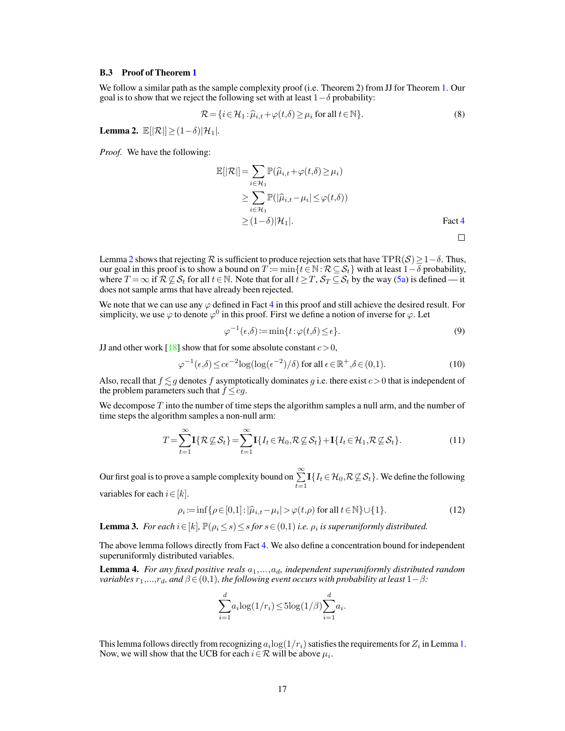### B.3 Proof of Theorem 1

We follow a similar path as the sample complexity proof (i.e. Theorem 2) from JJ for Theorem 1. Our goal is to show that we reject the following set with at least $1-\delta$ probability:

$$\mathcal{R} = \{i \in \mathcal{H}_1 : \widehat{\mu}_{i,t} + \varphi(t,\delta) \geq \mu_i \text{ for all } t \in \mathbb{N}\}. \tag{8}$$

**Lemma 2.** $\mathbb{E}[|\mathcal{R}|] \geq (1-\delta)|\mathcal{H}_1|$.

*Proof.* We have the following:

$$\begin{aligned}
\mathbb{E}[|\mathcal{R}|] &= \sum_{i \in \mathcal{H}_1} \mathbb{P}(\widehat{\mu}_{i,t} + \varphi(t,\delta) \geq \mu_i) \\
&\geq \sum_{i \in \mathcal{H}_1} \mathbb{P}(|\widehat{\mu}_{i,t} - \mu_i| \leq \varphi(t,\delta)) \\
&\geq (1-\delta)|\mathcal{H}_1|. \qquad \text{Fact 4}
\end{aligned}$$

□

Lemma 2 shows that rejecting $\mathcal{R}$ is sufficient to produce rejection sets that have $\mathrm{TPR}(\mathcal{S}) \geq 1-\delta$. Thus, our goal in this proof is to show a bound on $T := \min\{t \in \mathbb{N} : \mathcal{R} \subseteq \mathcal{S}_t\}$ with at least $1-\delta$ probability, where $T = \infty$ if $\mathcal{R} \not\subseteq \mathcal{S}_t$ for all $t \in \mathbb{N}$. Note that for all $t \geq T$, $\mathcal{S}_T \subseteq \mathcal{S}_t$ by the way (5a) is defined — it does not sample arms that have already been rejected.

We note that we can use any $\varphi$ defined in Fact 4 in this proof and still achieve the desired result. For simplicity, we use $\varphi$ to denote $\varphi^0$ in this proof. First we define a notion of inverse for $\varphi$. Let

$$\varphi^{-1}(\epsilon,\delta) := \min\{t : \varphi(t,\delta) \leq \epsilon\}. \tag{9}$$

JJ and other work [18] show that for some absolute constant $c > 0$,

$$\varphi^{-1}(\epsilon,\delta) \leq c\epsilon^{-2}\log(\log(\epsilon^{-2})/\delta) \text{ for all } \epsilon \in \mathbb{R}^+, \delta \in (0,1). \tag{10}$$

Also, recall that $f \lesssim g$ denotes $f$ asymptotically dominates $g$ i.e. there exist $c > 0$ that is independent of the problem parameters such that $f \leq cg$.

We decompose $T$ into the number of time steps the algorithm samples a null arm, and the number of time steps the algorithm samples a non-null arm:

$$T = \sum_{t=1}^{\infty} \mathbf{I}\{\mathcal{R} \not\subseteq \mathcal{S}_t\} = \sum_{t=1}^{\infty} \mathbf{I}\{I_t \in \mathcal{H}_0, \mathcal{R} \not\subseteq \mathcal{S}_t\} + \mathbf{I}\{I_t \in \mathcal{H}_1, \mathcal{R} \not\subseteq \mathcal{S}_t\}. \tag{11}$$

Our first goal is to prove a sample complexity bound on $\sum_{t=1}^{\infty} \mathbf{I}\{I_t \in \mathcal{H}_0, \mathcal{R} \not\subseteq \mathcal{S}_t\}$. We define the following variables for each $i \in [k]$.

$$\rho_i := \inf\{\rho \in [0,1] : |\widehat{\mu}_{i,t} - \mu_i| > \varphi(t,\rho) \text{ for all } t \in \mathbb{N}\} \cup \{1\}. \tag{12}$$

**Lemma 3.** *For each $i \in [k]$, $\mathbb{P}(\rho_i \leq s) \leq s$ for $s \in (0,1)$ i.e. $\rho_i$ is superuniformly distributed.*

The above lemma follows directly from Fact 4. We also define a concentration bound for independent superuniformly distributed variables.

**Lemma 4.** *For any fixed positive reals $a_1,\ldots,a_d$, independent superuniformly distributed random variables $r_1,\ldots,r_d$, and $\beta \in (0,1)$, the following event occurs with probability at least $1-\beta$:*

$$\sum_{i=1}^{d} a_i \log(1/r_i) \leq 5\log(1/\beta)\sum_{i=1}^{d} a_i.$$

This lemma follows directly from recognizing $a_i\log(1/r_i)$ satisfies the requirements for $Z_i$ in Lemma 1. Now, we will show that the UCB for each $i \in \mathcal{R}$ will be above $\mu_i$.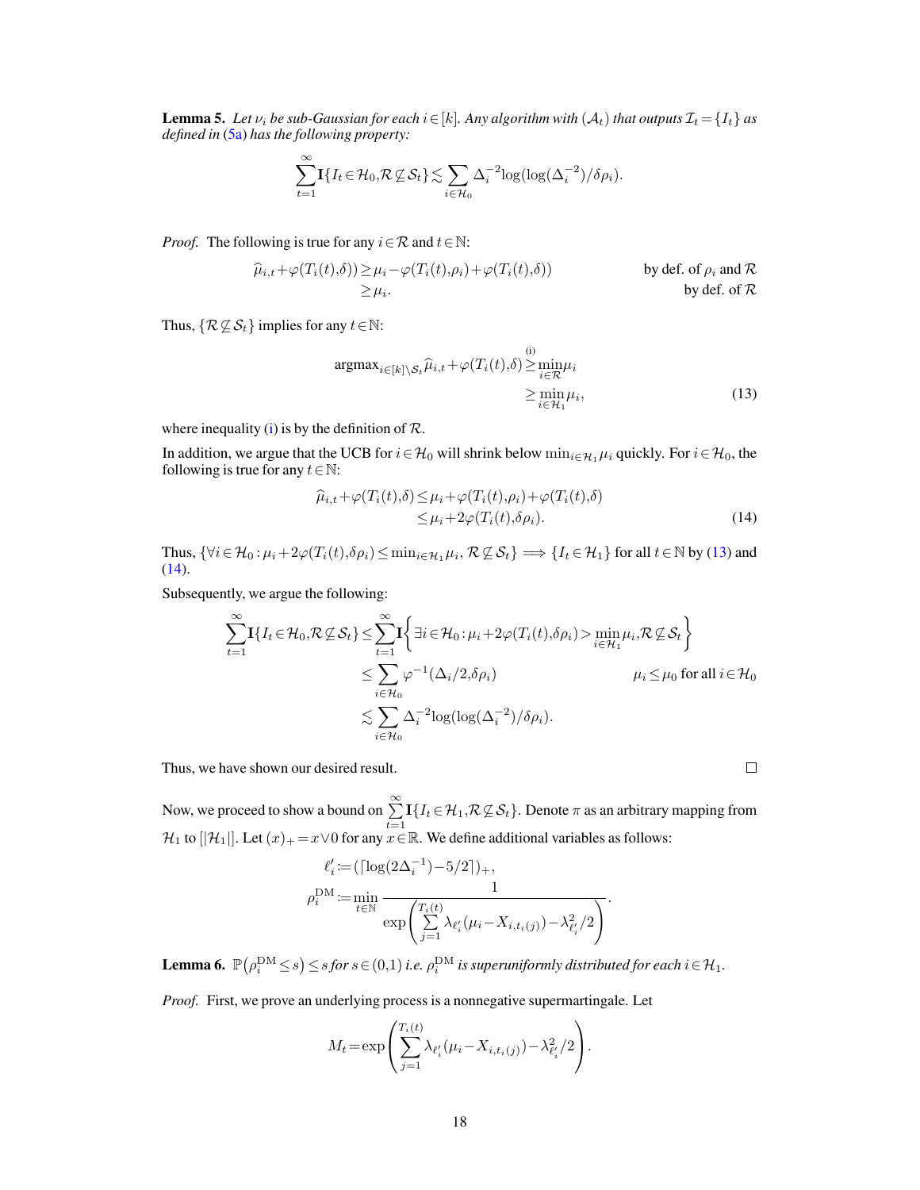**Lemma 5.** *Let $\nu_i$ be sub-Gaussian for each $i \in [k]$. Any algorithm with $(\mathcal{A}_t)$ that outputs $\mathcal{I}_t = \{I_t\}$ as defined in (5a) has the following property:*

$$\sum_{t=1}^{\infty} \mathbf{I}\{I_t \in \mathcal{H}_0, \mathcal{R} \not\subseteq \mathcal{S}_t\} \lesssim \sum_{i \in \mathcal{H}_0} \Delta_i^{-2} \log(\log(\Delta_i^{-2})/\delta\rho_i).$$

*Proof.* The following is true for any $i \in \mathcal{R}$ and $t \in \mathbb{N}$:

$$\begin{aligned}
\widehat{\mu}_{i,t} + \varphi(T_i(t), \delta)) &\geq \mu_i - \varphi(T_i(t), \rho_i) + \varphi(T_i(t), \delta)) && \text{by def. of } \rho_i \text{ and } \mathcal{R} \\
&\geq \mu_i. && \text{by def. of } \mathcal{R}
\end{aligned}$$

Thus, $\{\mathcal{R} \not\subseteq \mathcal{S}_t\}$ implies for any $t \in \mathbb{N}$:

$$\begin{aligned}
\mathrm{argmax}_{i \in [k] \setminus \mathcal{S}_t} \widehat{\mu}_{i,t} + \varphi(T_i(t), \delta) &\overset{\text{(i)}}{\geq} \min_{i \in \mathcal{R}} \mu_i \\
&\geq \min_{i \in \mathcal{H}_1} \mu_i, \qquad (13)
\end{aligned}$$

where inequality (i) is by the definition of $\mathcal{R}$.

In addition, we argue that the UCB for $i \in \mathcal{H}_0$ will shrink below $\min_{i \in \mathcal{H}_1} \mu_i$ quickly. For $i \in \mathcal{H}_0$, the following is true for any $t \in \mathbb{N}$:

$$\begin{aligned}
\widehat{\mu}_{i,t} + \varphi(T_i(t), \delta) &\leq \mu_i + \varphi(T_i(t), \rho_i) + \varphi(T_i(t), \delta) \\
&\leq \mu_i + 2\varphi(T_i(t), \delta\rho_i). \qquad (14)
\end{aligned}$$

Thus, $\{\forall i \in \mathcal{H}_0 : \mu_i + 2\varphi(T_i(t), \delta\rho_i) \leq \min_{i \in \mathcal{H}_1} \mu_i,\ \mathcal{R} \not\subseteq \mathcal{S}_t\} \implies \{I_t \in \mathcal{H}_1\}$ for all $t \in \mathbb{N}$ by (13) and (14).

Subsequently, we argue the following:

$$\begin{aligned}
\sum_{t=1}^{\infty} \mathbf{I}\{I_t \in \mathcal{H}_0, \mathcal{R} \not\subseteq \mathcal{S}_t\} &\leq \sum_{t=1}^{\infty} \mathbf{I}\left\{\exists i \in \mathcal{H}_0 : \mu_i + 2\varphi(T_i(t), \delta\rho_i) > \min_{i \in \mathcal{H}_1} \mu_i, \mathcal{R} \not\subseteq \mathcal{S}_t\right\} \\
&\leq \sum_{i \in \mathcal{H}_0} \varphi^{-1}(\Delta_i/2, \delta\rho_i) && \mu_i \leq \mu_0 \text{ for all } i \in \mathcal{H}_0 \\
&\lesssim \sum_{i \in \mathcal{H}_0} \Delta_i^{-2} \log(\log(\Delta_i^{-2})/\delta\rho_i).
\end{aligned}$$

Thus, we have shown our desired result. $\square$

Now, we proceed to show a bound on $\sum_{t=1}^{\infty} \mathbf{I}\{I_t \in \mathcal{H}_1, \mathcal{R} \not\subseteq \mathcal{S}_t\}$. Denote $\pi$ as an arbitrary mapping from $\mathcal{H}_1$ to $[|\mathcal{H}_1|]$. Let $(x)_+ = x \vee 0$ for any $x \in \mathbb{R}$. We define additional variables as follows:

$$\begin{aligned}
\ell_i' &:= (\lceil \log(2\Delta_i^{-1}) - 5/2 \rceil)_+, \\
\rho_i^{\mathrm{DM}} &:= \min_{t \in \mathbb{N}} \frac{1}{\exp\left(\sum_{j=1}^{T_i(t)} \lambda_{\ell_i'}(\mu_i - X_{i,t_i(j)}) - \lambda_{\ell_i'}^2/2\right)}.
\end{aligned}$$

**Lemma 6.** *$\mathbb{P}\left(\rho_i^{\mathrm{DM}} \leq s\right) \leq s$ for $s \in (0, 1)$ i.e. $\rho_i^{\mathrm{DM}}$ is superuniformly distributed for each $i \in \mathcal{H}_1$.*

*Proof.* First, we prove an underlying process is a nonnegative supermartingale. Let

$$M_t = \exp\left(\sum_{j=1}^{T_i(t)} \lambda_{\ell_i'}(\mu_i - X_{i,t_i(j)}) - \lambda_{\ell_i'}^2/2\right).$$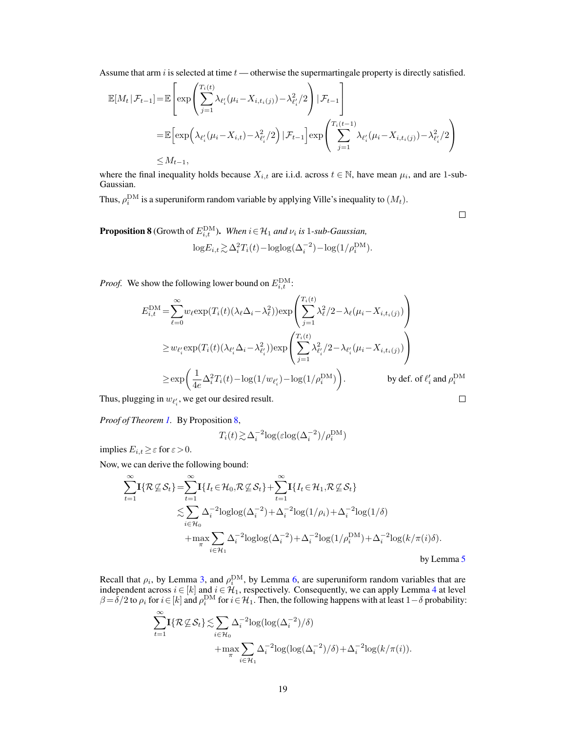Assume that arm $i$ is selected at time $t$ — otherwise the supermartingale property is directly satisfied.

$$
\begin{aligned}
\mathbb{E}[M_t \mid \mathcal{F}_{t-1}] &= \mathbb{E}\left[\exp\left(\sum_{j=1}^{T_i(t)} \lambda_{\ell_i'}(\mu_i - X_{i,t_i(j)}) - \lambda_{\ell_i'}^2/2\right) \mid \mathcal{F}_{t-1}\right] \\
&= \mathbb{E}\left[\exp\left(\lambda_{\ell_i'}(\mu_i - X_{i,t}) - \lambda_{\ell_i'}^2/2\right) \mid \mathcal{F}_{t-1}\right] \exp\left(\sum_{j=1}^{T_i(t-1)} \lambda_{\ell_i'}(\mu_i - X_{i,t_i(j)}) - \lambda_{\ell_i'}^2/2\right) \\
&\leq M_{t-1},
\end{aligned}
$$

where the final inequality holds because $X_{i,t}$ are i.i.d. across $t \in \mathbb{N}$, have mean $\mu_i$, and are 1-sub-Gaussian.

Thus, $\rho_i^{\mathrm{DM}}$ is a superuniform random variable by applying Ville's inequality to $(M_t)$. □

**Proposition 8** (Growth of $E_{i,t}^{\mathrm{DM}}$)**.** *When $i \in \mathcal{H}_1$ and $\nu_i$ is 1-sub-Gaussian,*

$$
\log E_{i,t} \gtrsim \Delta_i^2 T_i(t) - \log\log(\Delta_i^{-2}) - \log(1/\rho_i^{\mathrm{DM}}).
$$

*Proof.* We show the following lower bound on $E_{i,t}^{\mathrm{DM}}$:

$$
\begin{aligned}
E_{i,t}^{\mathrm{DM}} &= \sum_{\ell=0}^{\infty} w_\ell \exp(T_i(t)(\lambda_\ell \Delta_i - \lambda_\ell^2)) \exp\left(\sum_{j=1}^{T_i(t)} \lambda_\ell^2/2 - \lambda_\ell(\mu_i - X_{i,t_i(j)})\right) \\
&\geq w_{\ell_i'} \exp(T_i(t)(\lambda_{\ell_i'} \Delta_i - \lambda_{\ell_i'}^2)) \exp\left(\sum_{j=1}^{T_i(t)} \lambda_{\ell_i'}^2/2 - \lambda_{\ell_i'}(\mu_i - X_{i,t_i(j)})\right) \\
&\geq \exp\left(\frac{1}{4e}\Delta_i^2 T_i(t) - \log(1/w_{\ell_i'}) - \log(1/\rho_i^{\mathrm{DM}})\right). \qquad \text{by def. of } \ell_i' \text{ and } \rho_i^{\mathrm{DM}}
\end{aligned}
$$

Thus, plugging in $w_{\ell_i'}$, we get our desired result. □

*Proof of Theorem 1.* By Proposition 8,

$$
T_i(t) \gtrsim \Delta_i^{-2} \log(\varepsilon \log(\Delta_i^{-2})/\rho_i^{\mathrm{DM}})
$$

implies $E_{i,t} \geq \varepsilon$ for $\varepsilon > 0$.

Now, we can derive the following bound:

$$
\begin{aligned}
\sum_{t=1}^{\infty} \mathbf{I}\{\mathcal{R} \not\subseteq \mathcal{S}_t\} &= \sum_{t=1}^{\infty} \mathbf{I}\{I_t \in \mathcal{H}_0, \mathcal{R} \not\subseteq \mathcal{S}_t\} + \sum_{t=1}^{\infty} \mathbf{I}\{I_t \in \mathcal{H}_1, \mathcal{R} \not\subseteq \mathcal{S}_t\} \\
&\lesssim \sum_{i \in \mathcal{H}_0} \Delta_i^{-2} \log\log(\Delta_i^{-2}) + \Delta_i^{-2} \log(1/\rho_i) + \Delta_i^{-2} \log(1/\delta) \\
&\quad + \max_{\pi} \sum_{i \in \mathcal{H}_1} \Delta_i^{-2} \log\log(\Delta_i^{-2}) + \Delta_i^{-2} \log(1/\rho_i^{\mathrm{DM}}) + \Delta_i^{-2} \log(k/\pi(i)\delta).
\end{aligned}
$$

by Lemma 5

Recall that $\rho_i$, by Lemma 3, and $\rho_i^{\mathrm{DM}}$, by Lemma 6, are superuniform random variables that are independent across $i \in [k]$ and $i \in \mathcal{H}_1$, respectively. Consequently, we can apply Lemma 4 at level $\beta = \delta/2$ to $\rho_i$ for $i \in [k]$ and $\rho_i^{\mathrm{DM}}$ for $i \in \mathcal{H}_1$. Then, the following happens with at least $1 - \delta$ probability:

$$
\begin{aligned}
\sum_{t=1}^{\infty} \mathbf{I}\{\mathcal{R} \not\subseteq \mathcal{S}_t\} &\lesssim \sum_{i \in \mathcal{H}_0} \Delta_i^{-2} \log(\log(\Delta_i^{-2})/\delta) \\
&\quad + \max_{\pi} \sum_{i \in \mathcal{H}_1} \Delta_i^{-2} \log(\log(\Delta_i^{-2})/\delta) + \Delta_i^{-2} \log(k/\pi(i)).
\end{aligned}
$$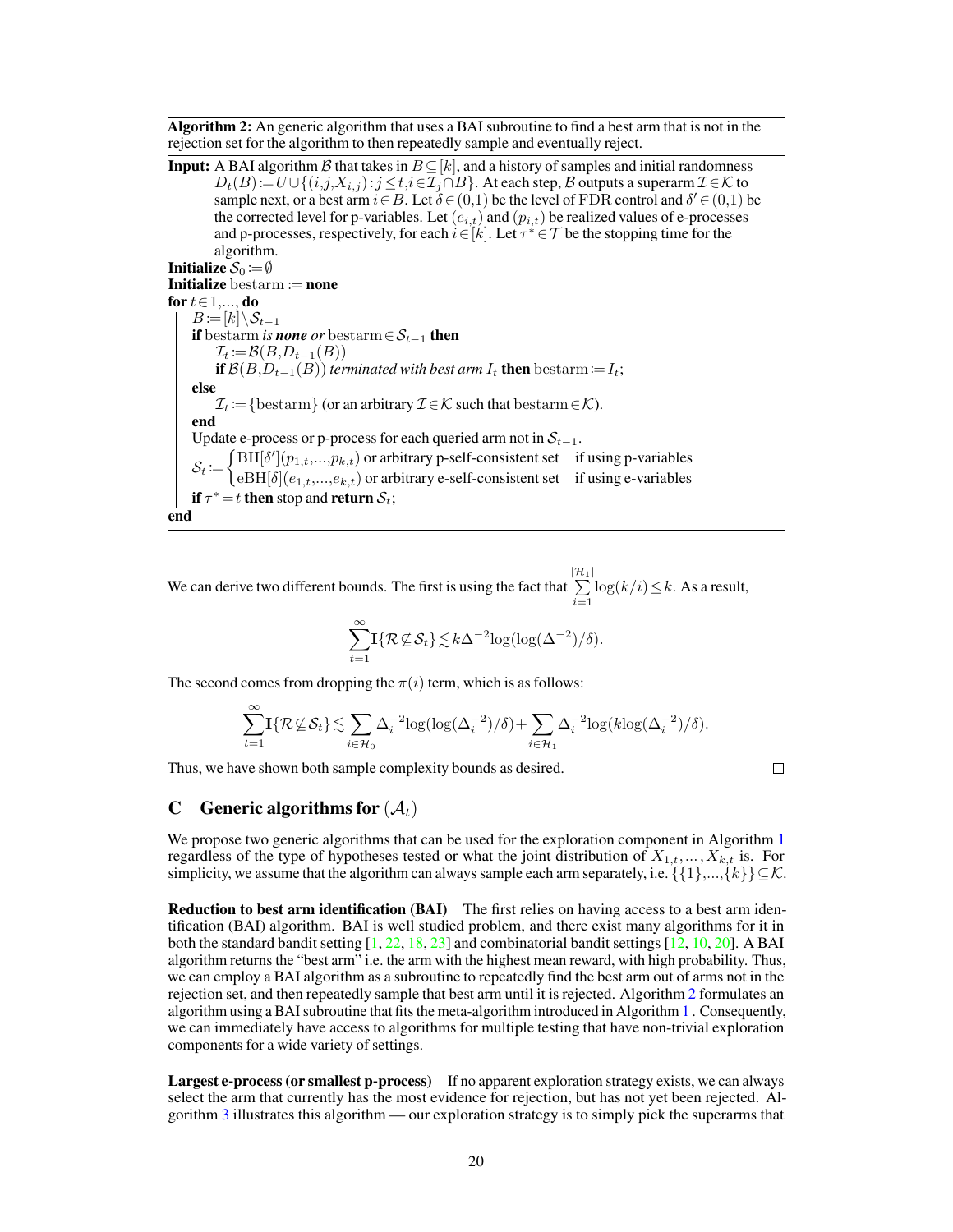**Algorithm 2:** An generic algorithm that uses a BAI subroutine to find a best arm that is not in the rejection set for the algorithm to then repeatedly sample and eventually reject.

**Input:** A BAI algorithm $\mathcal{B}$ that takes in $B \subseteq [k]$, and a history of samples and initial randomness $D_t(B) := U \cup \{(i, j, X_{i,j}) : j \leq t, i \in \mathcal{I}_j \cap B\}$. At each step, $\mathcal{B}$ outputs a superarm $\mathcal{I} \in \mathcal{K}$ to sample next, or a best arm $i \in B$. Let $\delta \in (0,1)$ be the level of FDR control and $\delta' \in (0,1)$ be the corrected level for p-variables. Let $(e_{i,t})$ and $(p_{i,t})$ be realized values of e-processes and p-processes, respectively, for each $i \in [k]$. Let $\tau^* \in \mathcal{T}$ be the stopping time for the algorithm.

**Initialize** $\mathcal{S}_0 := \emptyset$
**Initialize** $\mathrm{bestarm} :=$ **none**
**for** $t \in 1, \ldots,$ **do**
  $B := [k] \setminus \mathcal{S}_{t-1}$
  **if** $\mathrm{bestarm}$ *is **none** or* $\mathrm{bestarm} \in \mathcal{S}_{t-1}$ **then**
    $\mathcal{I}_t := \mathcal{B}(B, D_{t-1}(B))$
    **if** $\mathcal{B}(B, D_{t-1}(B))$ *terminated with best arm* $I_t$ **then** $\mathrm{bestarm} := I_t$;
  **else**
    $\mathcal{I}_t := \{\mathrm{bestarm}\}$ (or an arbitrary $\mathcal{I} \in \mathcal{K}$ such that $\mathrm{bestarm} \in \mathcal{K}$).
  **end**
  Update e-process or p-process for each queried arm not in $\mathcal{S}_{t-1}$.

$$\mathcal{S}_t := \begin{cases} \mathrm{BH}[\delta'](p_{1,t}, \ldots, p_{k,t}) \text{ or arbitrary p-self-consistent set} & \text{if using p-variables} \\ \mathrm{eBH}[\delta](e_{1,t}, \ldots, e_{k,t}) \text{ or arbitrary e-self-consistent set} & \text{if using e-variables} \end{cases}$$

  **if** $\tau^* = t$ **then** stop and **return** $\mathcal{S}_t$;
**end**

We can derive two different bounds. The first is using the fact that $\sum_{i=1}^{|\mathcal{H}_1|} \log(k/i) \leq k$. As a result,

$$\sum_{t=1}^{\infty} \mathbf{I}\{\mathcal{R} \not\subseteq \mathcal{S}_t\} \lesssim k\Delta^{-2}\log(\log(\Delta^{-2})/\delta).$$

The second comes from dropping the $\pi(i)$ term, which is as follows:

$$\sum_{t=1}^{\infty} \mathbf{I}\{\mathcal{R} \not\subseteq \mathcal{S}_t\} \lesssim \sum_{i \in \mathcal{H}_0} \Delta_i^{-2}\log(\log(\Delta_i^{-2})/\delta) + \sum_{i \in \mathcal{H}_1} \Delta_i^{-2}\log(k\log(\Delta_i^{-2})/\delta).$$

Thus, we have shown both sample complexity bounds as desired. □

## C Generic algorithms for $(\mathcal{A}_t)$

We propose two generic algorithms that can be used for the exploration component in Algorithm 1 regardless of the type of hypotheses tested or what the joint distribution of $X_{1,t}, \ldots, X_{k,t}$ is. For simplicity, we assume that the algorithm can always sample each arm separately, i.e. $\{\{1\}, \ldots, \{k\}\} \subseteq \mathcal{K}$.

**Reduction to best arm identification (BAI)** The first relies on having access to a best arm identification (BAI) algorithm. BAI is well studied problem, and there exist many algorithms for it in both the standard bandit setting [1, 22, 18, 23] and combinatorial bandit settings [12, 10, 20]. A BAI algorithm returns the "best arm" i.e. the arm with the highest mean reward, with high probability. Thus, we can employ a BAI algorithm as a subroutine to repeatedly find the best arm out of arms not in the rejection set, and then repeatedly sample that best arm until it is rejected. Algorithm 2 formulates an algorithm using a BAI subroutine that fits the meta-algorithm introduced in Algorithm 1. Consequently, we can immediately have access to algorithms for multiple testing that have non-trivial exploration components for a wide variety of settings.

**Largest e-process (or smallest p-process)** If no apparent exploration strategy exists, we can always select the arm that currently has the most evidence for rejection, but has not yet been rejected. Algorithm 3 illustrates this algorithm — our exploration strategy is to simply pick the superarms that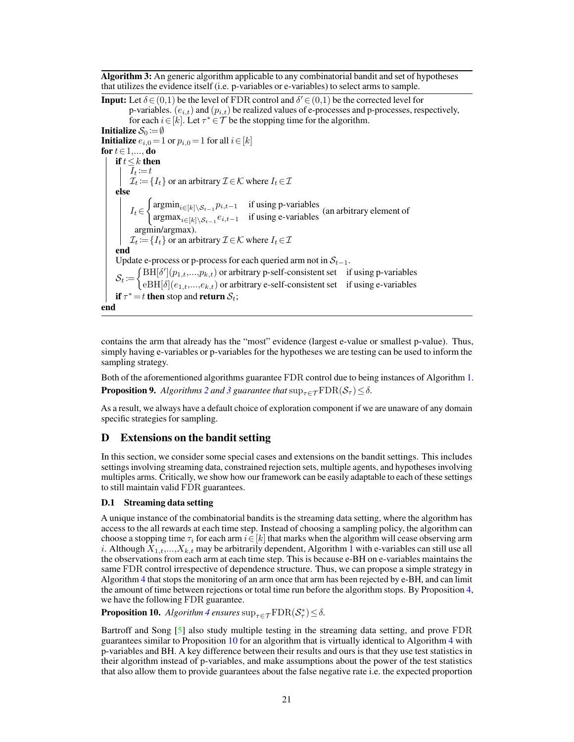**Algorithm 3:** An generic algorithm applicable to any combinatorial bandit and set of hypotheses that utilizes the evidence itself (i.e. p-variables or e-variables) to select arms to sample.

**Input:** Let $\delta \in (0,1)$ be the level of FDR control and $\delta' \in (0,1)$ be the corrected level for p-variables. $(e_{i,t})$ and $(p_{i,t})$ be realized values of e-processes and p-processes, respectively, for each $i \in [k]$. Let $\tau^* \in \mathcal{T}$ be the stopping time for the algorithm.

**Initialize** $\mathcal{S}_0 := \emptyset$

**Initialize** $e_{i,0} = 1$ or $p_{i,0} = 1$ for all $i \in [k]$

**for** $t \in 1, \ldots,$ **do**

  **if** $t \leq k$ **then**

    $I_t := t$

    $\mathcal{I}_t := \{I_t\}$ or an arbitrary $\mathcal{I} \in \mathcal{K}$ where $I_t \in \mathcal{I}$

  **else**

    $$I_t \in \begin{cases} \operatorname{argmin}_{i \in [k] \setminus \mathcal{S}_{t-1}} p_{i,t-1} & \text{if using p-variables} \\ \operatorname{argmax}_{i \in [k] \setminus \mathcal{S}_{t-1}} e_{i,t-1} & \text{if using e-variables} \end{cases}$$ (an arbitrary element of argmin/argmax).

    $\mathcal{I}_t := \{I_t\}$ or an arbitrary $\mathcal{I} \in \mathcal{K}$ where $I_t \in \mathcal{I}$

  **end**

  Update e-process or p-process for each queried arm not in $\mathcal{S}_{t-1}$.

  $$\mathcal{S}_t := \begin{cases} \mathrm{BH}[\delta'](p_{1,t}, \ldots, p_{k,t}) \text{ or arbitrary p-self-consistent set} & \text{if using p-variables} \\ \mathrm{eBH}[\delta](e_{1,t}, \ldots, e_{k,t}) \text{ or arbitrary e-self-consistent set} & \text{if using e-variables} \end{cases}$$

  **if** $\tau^* = t$ **then** stop and **return** $\mathcal{S}_t$;

**end**

contains the arm that already has the "most" evidence (largest e-value or smallest p-value). Thus, simply having e-variables or p-variables for the hypotheses we are testing can be used to inform the sampling strategy.

Both of the aforementioned algorithms guarantee FDR control due to being instances of Algorithm 1.

**Proposition 9.** *Algorithms 2 and 3 guarantee that* $\sup_{\tau \in \mathcal{T}} \mathrm{FDR}(\mathcal{S}_\tau) \leq \delta$.

As a result, we always have a default choice of exploration component if we are unaware of any domain specific strategies for sampling.

## D Extensions on the bandit setting

In this section, we consider some special cases and extensions on the bandit settings. This includes settings involving streaming data, constrained rejection sets, multiple agents, and hypotheses involving multiples arms. Critically, we show how our framework can be easily adaptable to each of these settings to still maintain valid FDR guarantees.

### D.1 Streaming data setting

A unique instance of the combinatorial bandits is the streaming data setting, where the algorithm has access to the all rewards at each time step. Instead of choosing a sampling policy, the algorithm can choose a stopping time $\tau_i$ for each arm $i \in [k]$ that marks when the algorithm will cease observing arm $i$. Although $X_{1,t}, \ldots, X_{k,t}$ may be arbitrarily dependent, Algorithm 1 with e-variables can still use all the observations from each arm at each time step. This is because e-BH on e-variables maintains the same FDR control irrespective of dependence structure. Thus, we can propose a simple strategy in Algorithm 4 that stops the monitoring of an arm once that arm has been rejected by e-BH, and can limit the amount of time between rejections or total time run before the algorithm stops. By Proposition 4, we have the following FDR guarantee.

**Proposition 10.** *Algorithm 4 ensures* $\sup_{\tau \in \mathcal{T}} \mathrm{FDR}(\mathcal{S}_\tau^*) \leq \delta$.

Bartroff and Song [5] also study multiple testing in the streaming data setting, and prove FDR guarantees similar to Proposition 10 for an algorithm that is virtually identical to Algorithm 4 with p-variables and BH. A key difference between their results and ours is that they use test statistics in their algorithm instead of p-variables, and make assumptions about the power of the test statistics that also allow them to provide guarantees about the false negative rate i.e. the expected proportion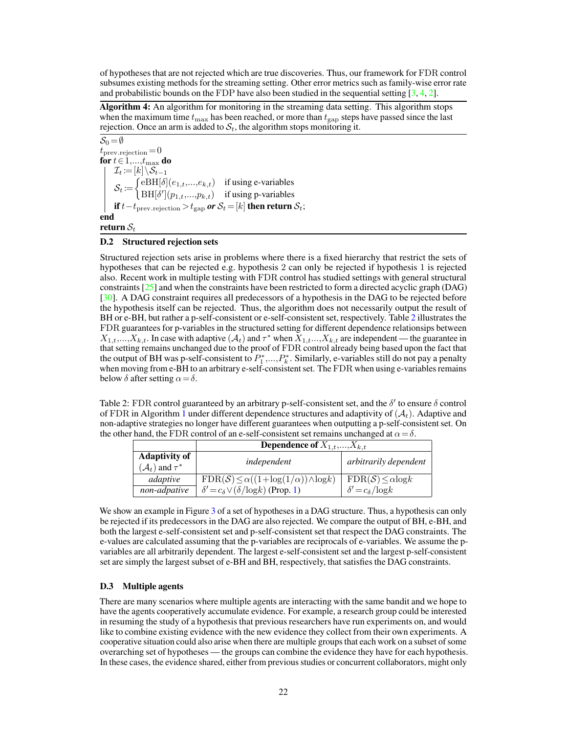of hypotheses that are not rejected which are true discoveries. Thus, our framework for FDR control subsumes existing methods for the streaming setting. Other error metrics such as family-wise error rate and probabilistic bounds on the FDP have also been studied in the sequential setting [3, 4, 2].

**Algorithm 4:** An algorithm for monitoring in the streaming data setting. This algorithm stops when the maximum time $t_{\max}$ has been reached, or more than $t_{\text{gap}}$ steps have passed since the last rejection. Once an arm is added to $\mathcal{S}_t$, the algorithm stops monitoring it.

$\mathcal{S}_0 = \emptyset$
$t_{\text{prev.rejection}} = 0$
**for** $t \in 1,...,t_{\max}$ **do**
  $\mathcal{I}_t := [k] \setminus \mathcal{S}_{t-1}$
  $\mathcal{S}_t := \begin{cases} \text{eBH}[\delta](e_{1,t},...,e_{k,t}) & \text{if using e-variables} \\ \text{BH}[\delta'](p_{1,t},...,p_{k,t}) & \text{if using p-variables} \end{cases}$
  **if** $t - t_{\text{prev.rejection}} > t_{\text{gap}}$ ***or*** $\mathcal{S}_t = [k]$ **then return** $\mathcal{S}_t$;
**end**
**return** $\mathcal{S}_t$

### D.2 Structured rejection sets

Structured rejection sets arise in problems where there is a fixed hierarchy that restrict the sets of hypotheses that can be rejected e.g. hypothesis 2 can only be rejected if hypothesis 1 is rejected also. Recent work in multiple testing with FDR control has studied settings with general structural constraints [25] and when the constraints have been restricted to form a directed acyclic graph (DAG) [30]. A DAG constraint requires all predecessors of a hypothesis in the DAG to be rejected before the hypothesis itself can be rejected. Thus, the algorithm does not necessarily output the result of BH or e-BH, but rather a p-self-consistent or e-self-consistent set, respectively. Table 2 illustrates the FDR guarantees for p-variables in the structured setting for different dependence relationsips between $X_{1,t},...,X_{k,t}$. In case with adaptive ($\mathcal{A}_t$) and $\tau^*$ when $X_{1,t}...,X_{k,t}$ are independent — the guarantee in that setting remains unchanged due to the proof of FDR control already being based upon the fact that the output of BH was p-self-consistent to $P_1^*,...,P_k^*$. Similarly, e-variables still do not pay a penalty when moving from e-BH to an arbitrary e-self-consistent set. The FDR when using e-variables remains below $\delta$ after setting $\alpha = \delta$.

Table 2: FDR control guaranteed by an arbitrary p-self-consistent set, and the $\delta'$ to ensure $\delta$ control of FDR in Algorithm 1 under different dependence structures and adaptivity of ($\mathcal{A}_t$). Adaptive and non-adaptive strategies no longer have different guarantees when outputting a p-self-consistent set. On the other hand, the FDR control of an e-self-consistent set remains unchanged at $\alpha = \delta$.

| | **Dependence of $X_{1,t},...,X_{k,t}$** | |
|---|---|---|
| **Adaptivity of ($\mathcal{A}_t$) and $\tau^*$** | *independent* | *arbitrarily dependent* |
| *adaptive* | $\text{FDR}(\mathcal{S}) \leq \alpha((1+\log(1/\alpha)) \wedge \log k)$ | $\text{FDR}(\mathcal{S}) \leq \alpha \log k$ |
| *non-adpative* | $\delta' = c_\delta \vee (\delta/\log k)$ (Prop. 1) | $\delta' = c_\delta / \log k$ |

We show an example in Figure 3 of a set of hypotheses in a DAG structure. Thus, a hypothesis can only be rejected if its predecessors in the DAG are also rejected. We compare the output of BH, e-BH, and both the largest e-self-consistent set and p-self-consistent set that respect the DAG constraints. The e-values are calculated assuming that the p-variables are reciprocals of e-variables. We assume the p-variables are all arbitrarily dependent. The largest e-self-consistent set and the largest p-self-consistent set are simply the largest subset of e-BH and BH, respectively, that satisfies the DAG constraints.

### D.3 Multiple agents

There are many scenarios where multiple agents are interacting with the same bandit and we hope to have the agents cooperatively accumulate evidence. For example, a research group could be interested in resuming the study of a hypothesis that previous researchers have run experiments on, and would like to combine existing evidence with the new evidence they collect from their own experiments. A cooperative situation could also arise when there are multiple groups that each work on a subset of some overarching set of hypotheses — the groups can combine the evidence they have for each hypothesis. In these cases, the evidence shared, either from previous studies or concurrent collaborators, might only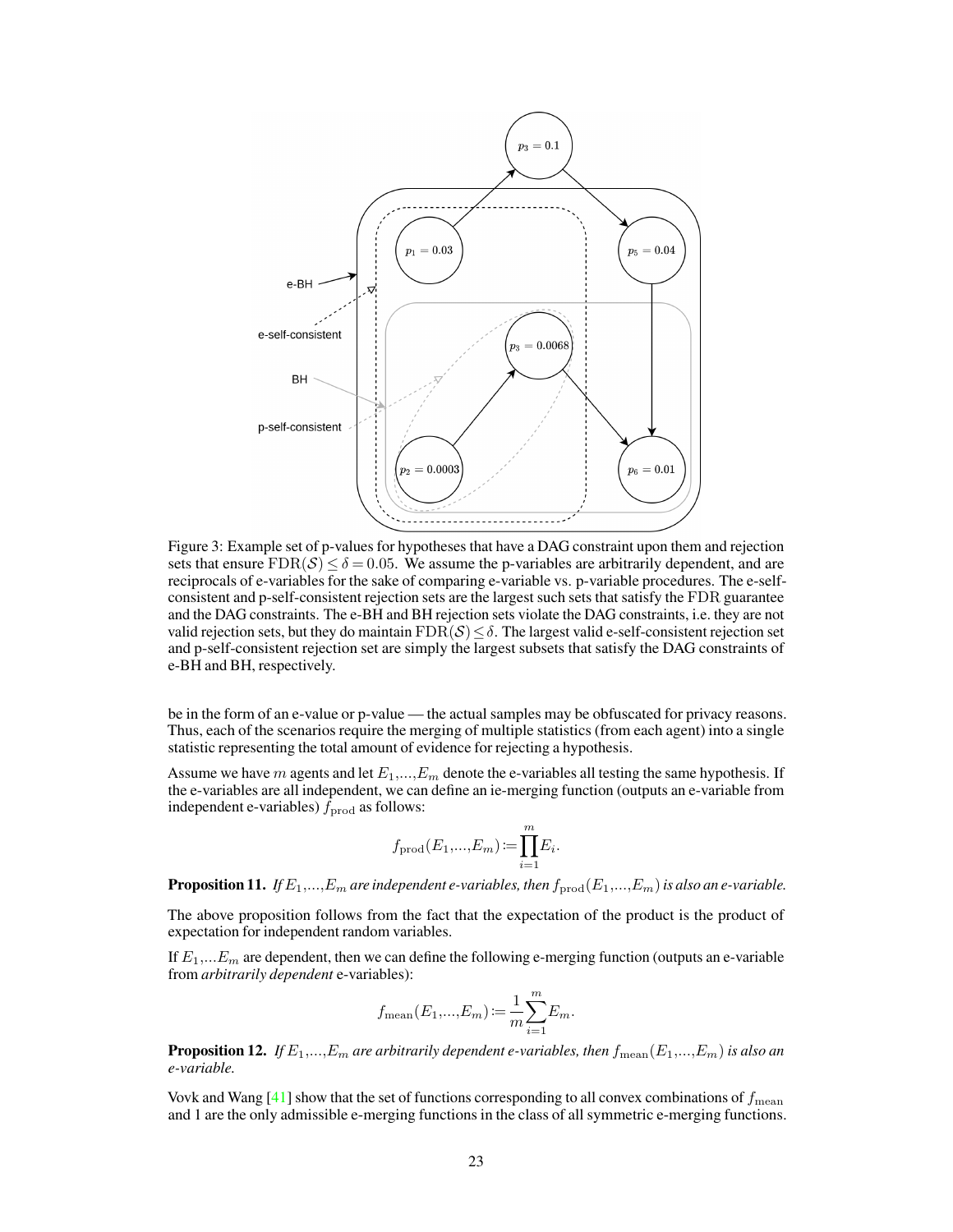Figure 3: Example set of p-values for hypotheses that have a DAG constraint upon them and rejection sets that ensure $\mathrm{FDR}(\mathcal{S}) \leq \delta = 0.05$. We assume the p-variables are arbitrarily dependent, and are reciprocals of e-variables for the sake of comparing e-variable vs. p-variable procedures. The e-self-consistent and p-self-consistent rejection sets are the largest such sets that satisfy the FDR guarantee and the DAG constraints. The e-BH and BH rejection sets violate the DAG constraints, i.e. they are not valid rejection sets, but they do maintain $\mathrm{FDR}(\mathcal{S}) \leq \delta$. The largest valid e-self-consistent rejection set and p-self-consistent rejection set are simply the largest subsets that satisfy the DAG constraints of e-BH and BH, respectively.

be in the form of an e-value or p-value — the actual samples may be obfuscated for privacy reasons. Thus, each of the scenarios require the merging of multiple statistics (from each agent) into a single statistic representing the total amount of evidence for rejecting a hypothesis.

Assume we have $m$ agents and let $E_1,...,E_m$ denote the e-variables all testing the same hypothesis. If the e-variables are all independent, we can define an ie-merging function (outputs an e-variable from independent e-variables) $f_{\mathrm{prod}}$ as follows:

$$f_{\mathrm{prod}}(E_1,...,E_m) := \prod_{i=1}^{m} E_i.$$

**Proposition 11.** *If $E_1,...,E_m$ are independent e-variables, then $f_{\mathrm{prod}}(E_1,...,E_m)$ is also an e-variable.*

The above proposition follows from the fact that the expectation of the product is the product of expectation for independent random variables.

If $E_1,...E_m$ are dependent, then we can define the following e-merging function (outputs an e-variable from *arbitrarily dependent* e-variables):

$$f_{\mathrm{mean}}(E_1,...,E_m) := \frac{1}{m}\sum_{i=1}^{m} E_m.$$

**Proposition 12.** *If $E_1,...,E_m$ are arbitrarily dependent e-variables, then $f_{\mathrm{mean}}(E_1,...,E_m)$ is also an e-variable.*

Vovk and Wang [41] show that the set of functions corresponding to all convex combinations of $f_{\mathrm{mean}}$ and 1 are the only admissible e-merging functions in the class of all symmetric e-merging functions.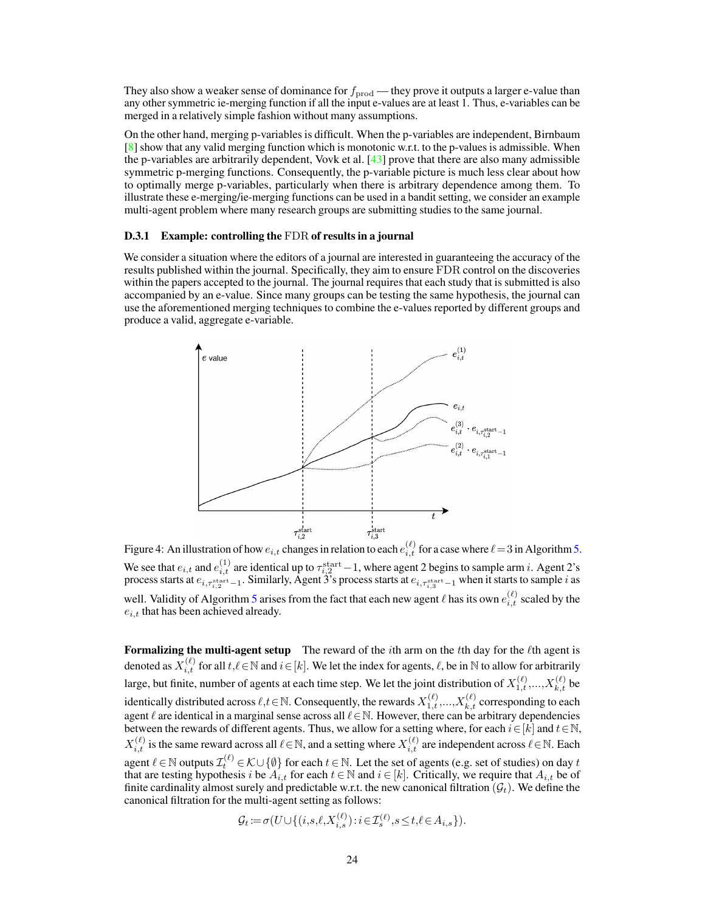They also show a weaker sense of dominance for $f_{\mathrm{prod}}$ — they prove it outputs a larger e-value than any other symmetric ie-merging function if all the input e-values are at least 1. Thus, e-variables can be merged in a relatively simple fashion without many assumptions.

On the other hand, merging p-variables is difficult. When the p-variables are independent, Birnbaum [8] show that any valid merging function which is monotonic w.r.t. to the p-values is admissible. When the p-variables are arbitrarily dependent, Vovk et al. [43] prove that there are also many admissible symmetric p-merging functions. Consequently, the p-variable picture is much less clear about how to optimally merge p-variables, particularly when there is arbitrary dependence among them. To illustrate these e-merging/ie-merging functions can be used in a bandit setting, we consider an example multi-agent problem where many research groups are submitting studies to the same journal.

### D.3.1 Example: controlling the FDR of results in a journal

We consider a situation where the editors of a journal are interested in guaranteeing the accuracy of the results published within the journal. Specifically, they aim to ensure FDR control on the discoveries within the papers accepted to the journal. The journal requires that each study that is submitted is also accompanied by an e-value. Since many groups can be testing the same hypothesis, the journal can use the aforementioned merging techniques to combine the e-values reported by different groups and produce a valid, aggregate e-variable.

Figure 4: An illustration of how $e_{i,t}$ changes in relation to each $e_{i,t}^{(\ell)}$ for a case where $\ell = 3$ in Algorithm 5. We see that $e_{i,t}$ and $e_{i,t}^{(1)}$ are identical up to $\tau_{i,2}^{\mathrm{start}} - 1$, where agent 2 begins to sample arm $i$. Agent 2's process starts at $e_{i,\tau_{i,2}^{\mathrm{start}}-1}$. Similarly, Agent 3's process starts at $e_{i,\tau_{i,3}^{\mathrm{start}}-1}$ when it starts to sample $i$ as well. Validity of Algorithm 5 arises from the fact that each new agent $\ell$ has its own $e_{i,t}^{(\ell)}$ scaled by the $e_{i,t}$ that has been achieved already.

**Formalizing the multi-agent setup** The reward of the $i$th arm on the $t$th day for the $\ell$th agent is denoted as $X_{i,t}^{(\ell)}$ for all $t, \ell \in \mathbb{N}$ and $i \in [k]$. We let the index for agents, $\ell$, be in $\mathbb{N}$ to allow for arbitrarily large, but finite, number of agents at each time step. We let the joint distribution of $X_{1,t}^{(\ell)}, \ldots, X_{k,t}^{(\ell)}$ be identically distributed across $\ell, t \in \mathbb{N}$. Consequently, the rewards $X_{1,t}^{(\ell)}, \ldots, X_{k,t}^{(\ell)}$ corresponding to each agent $\ell$ are identical in a marginal sense across all $\ell \in \mathbb{N}$. However, there can be arbitrary dependencies between the rewards of different agents. Thus, we allow for a setting where, for each $i \in [k]$ and $t \in \mathbb{N}$, $X_{i,t}^{(\ell)}$ is the same reward across all $\ell \in \mathbb{N}$, and a setting where $X_{i,t}^{(\ell)}$ are independent across $\ell \in \mathbb{N}$. Each agent $\ell \in \mathbb{N}$ outputs $\mathcal{I}_t^{(\ell)} \in \mathcal{K} \cup \{\emptyset\}$ for each $t \in \mathbb{N}$. Let the set of agents (e.g. set of studies) on day $t$ that are testing hypothesis $i$ be $A_{i,t}$ for each $t \in \mathbb{N}$ and $i \in [k]$. Critically, we require that $A_{i,t}$ be of finite cardinality almost surely and predictable w.r.t. the new canonical filtration $(\mathcal{G}_t)$. We define the canonical filtration for the multi-agent setting as follows:

$$\mathcal{G}_t := \sigma(U \cup \{(i, s, \ell, X_{i,s}^{(\ell)}) : i \in \mathcal{I}_s^{(\ell)}, s \leq t, \ell \in A_{i,s}\}).$$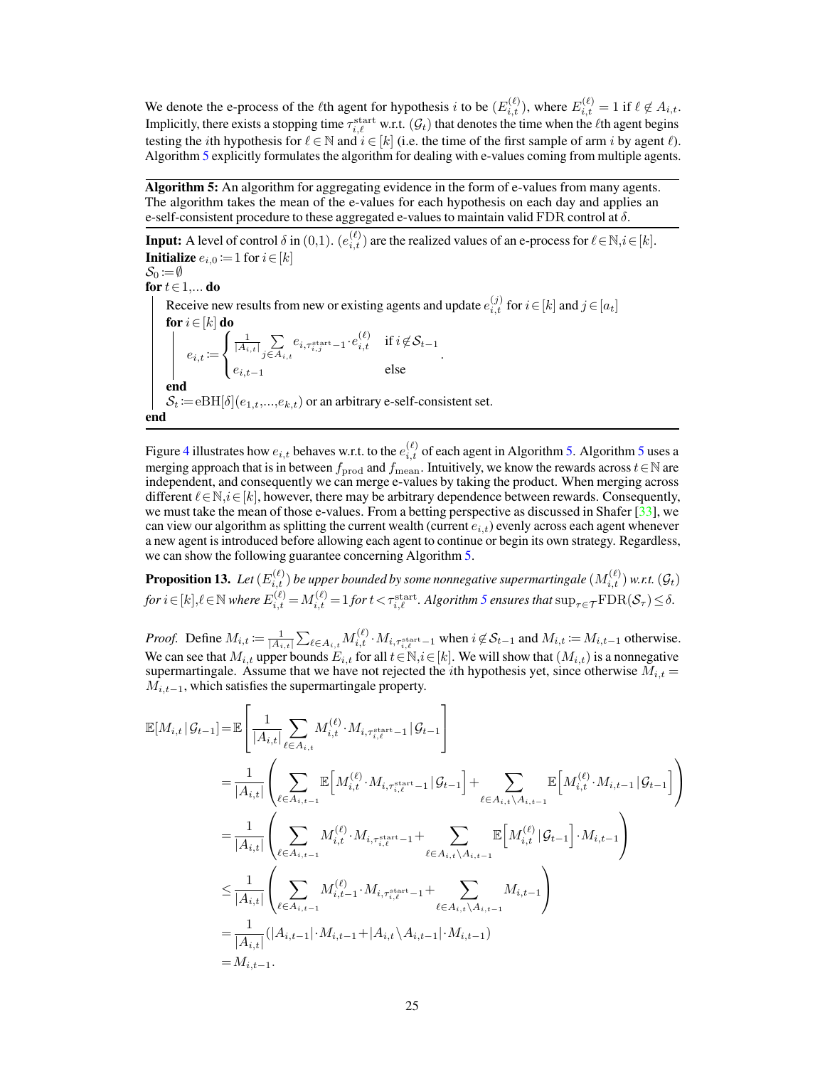We denote the e-process of the $\ell$th agent for hypothesis $i$ to be $(E_{i,t}^{(\ell)})$, where $E_{i,t}^{(\ell)} = 1$ if $\ell \notin A_{i,t}$. Implicitly, there exists a stopping time $\tau_{i,\ell}^{\text{start}}$ w.r.t. $(\mathcal{G}_t)$ that denotes the time when the $\ell$th agent begins testing the $i$th hypothesis for $\ell \in \mathbb{N}$ and $i \in [k]$ (i.e. the time of the first sample of arm $i$ by agent $\ell$). Algorithm 5 explicitly formulates the algorithm for dealing with e-values coming from multiple agents.

---

**Algorithm 5:** An algorithm for aggregating evidence in the form of e-values from many agents. The algorithm takes the mean of the e-values for each hypothesis on each day and applies an e-self-consistent procedure to these aggregated e-values to maintain valid FDR control at $\delta$.

---

**Input:** A level of control $\delta$ in $(0,1)$. $(e_{i,t}^{(\ell)})$ are the realized values of an e-process for $\ell \in \mathbb{N}, i \in [k]$.
**Initialize** $e_{i,0} := 1$ for $i \in [k]$
$\mathcal{S}_0 := \emptyset$
**for** $t \in 1, \ldots$ **do**
  Receive new results from new or existing agents and update $e_{i,t}^{(j)}$ for $i \in [k]$ and $j \in [a_t]$
  **for** $i \in [k]$ **do**

$$e_{i,t} := \begin{cases} \frac{1}{|A_{i,t}|} \sum\limits_{j \in A_{i,t}} e_{i,\tau_{i,j}^{\text{start}}-1} \cdot e_{i,t}^{(\ell)} & \text{if } i \notin \mathcal{S}_{t-1} \\ e_{i,t-1} & \text{else} \end{cases}.$$

  **end**
  $\mathcal{S}_t := \text{eBH}[\delta](e_{1,t}, \ldots, e_{k,t})$ or an arbitrary e-self-consistent set.
**end**

---

Figure 4 illustrates how $e_{i,t}$ behaves w.r.t. to the $e_{i,t}^{(\ell)}$ of each agent in Algorithm 5. Algorithm 5 uses a merging approach that is in between $f_{\text{prod}}$ and $f_{\text{mean}}$. Intuitively, we know the rewards across $t \in \mathbb{N}$ are independent, and consequently we can merge e-values by taking the product. When merging across different $\ell \in \mathbb{N}, i \in [k]$, however, there may be arbitrary dependence between rewards. Consequently, we must take the mean of those e-values. From a betting perspective as discussed in Shafer [33], we can view our algorithm as splitting the current wealth (current $e_{i,t}$) evenly across each agent whenever a new agent is introduced before allowing each agent to continue or begin its own strategy. Regardless, we can show the following guarantee concerning Algorithm 5.

**Proposition 13.** *Let $(E_{i,t}^{(\ell)})$ be upper bounded by some nonnegative supermartingale $(M_{i,t}^{(\ell)})$ w.r.t. $(\mathcal{G}_t)$ for $i \in [k], \ell \in \mathbb{N}$ where $E_{i,t}^{(\ell)} = M_{i,t}^{(\ell)} = 1$ for $t < \tau_{i,\ell}^{\text{start}}$. Algorithm 5 ensures that $\sup_{\tau \in \mathcal{T}} \text{FDR}(\mathcal{S}_\tau) \leq \delta$.*

*Proof.* Define $M_{i,t} := \frac{1}{|A_{i,t}|} \sum_{\ell \in A_{i,t}} M_{i,t}^{(\ell)} \cdot M_{i,\tau_{i,\ell}^{\text{start}}-1}$ when $i \notin \mathcal{S}_{t-1}$ and $M_{i,t} := M_{i,t-1}$ otherwise. We can see that $M_{i,t}$ upper bounds $E_{i,t}$ for all $t \in \mathbb{N}, i \in [k]$. We will show that $(M_{i,t})$ is a nonnegative supermartingale. Assume that we have not rejected the $i$th hypothesis yet, since otherwise $M_{i,t} = M_{i,t-1}$, which satisfies the supermartingale property.

$$\begin{aligned}
\mathbb{E}[M_{i,t} \mid \mathcal{G}_{t-1}] &= \mathbb{E}\left[\frac{1}{|A_{i,t}|} \sum_{\ell \in A_{i,t}} M_{i,t}^{(\ell)} \cdot M_{i,\tau_{i,\ell}^{\text{start}}-1} \mid \mathcal{G}_{t-1}\right] \\
&= \frac{1}{|A_{i,t}|} \left( \sum_{\ell \in A_{i,t-1}} \mathbb{E}\left[M_{i,t}^{(\ell)} \cdot M_{i,\tau_{i,\ell}^{\text{start}}-1} \mid \mathcal{G}_{t-1}\right] + \sum_{\ell \in A_{i,t} \setminus A_{i,t-1}} \mathbb{E}\left[M_{i,t}^{(\ell)} \cdot M_{i,t-1} \mid \mathcal{G}_{t-1}\right] \right) \\
&= \frac{1}{|A_{i,t}|} \left( \sum_{\ell \in A_{i,t-1}} M_{i,t}^{(\ell)} \cdot M_{i,\tau_{i,\ell}^{\text{start}}-1} + \sum_{\ell \in A_{i,t} \setminus A_{i,t-1}} \mathbb{E}\left[M_{i,t}^{(\ell)} \mid \mathcal{G}_{t-1}\right] \cdot M_{i,t-1} \right) \\
&\leq \frac{1}{|A_{i,t}|} \left( \sum_{\ell \in A_{i,t-1}} M_{i,t-1}^{(\ell)} \cdot M_{i,\tau_{i,\ell}^{\text{start}}-1} + \sum_{\ell \in A_{i,t} \setminus A_{i,t-1}} M_{i,t-1} \right) \\
&= \frac{1}{|A_{i,t}|} (|A_{i,t-1}| \cdot M_{i,t-1} + |A_{i,t} \setminus A_{i,t-1}| \cdot M_{i,t-1}) \\
&= M_{i,t-1}.
\end{aligned}$$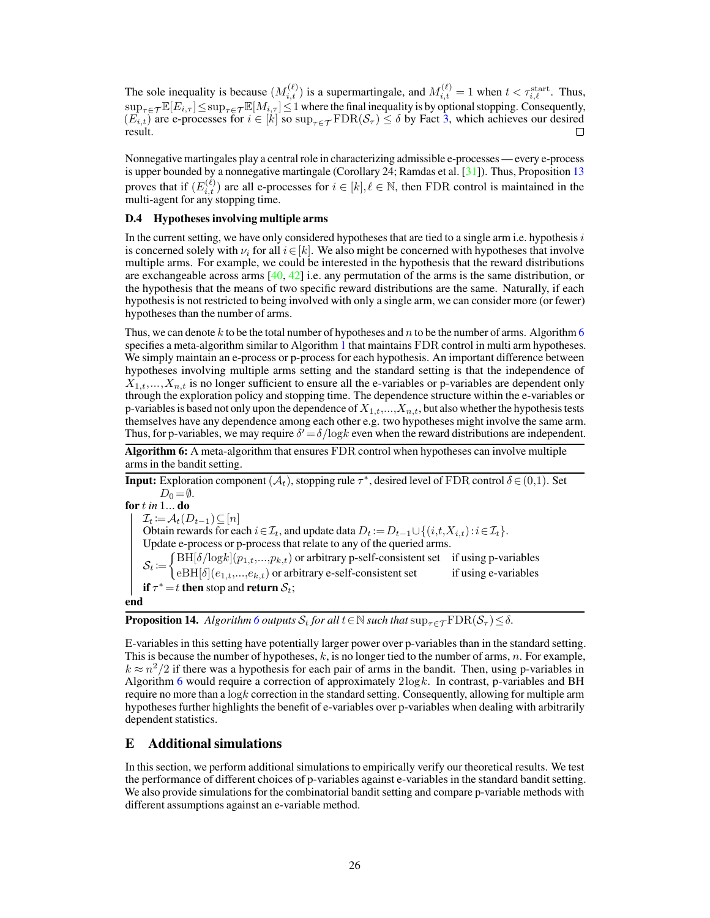The sole inequality is because $(M_{i,t}^{(\ell)})$ is a supermartingale, and $M_{i,t}^{(\ell)} = 1$ when $t < \tau_{i,\ell}^{\text{start}}$. Thus, $\sup_{\tau \in \mathcal{T}} \mathbb{E}[E_{i,\tau}] \leq \sup_{\tau \in \mathcal{T}} \mathbb{E}[M_{i,\tau}] \leq 1$ where the final inequality is by optional stopping. Consequently, $(E_{i,t})$ are e-processes for $i \in [k]$ so $\sup_{\tau \in \mathcal{T}} \text{FDR}(\mathcal{S}_\tau) \leq \delta$ by Fact 3, which achieves our desired result. □

Nonnegative martingales play a central role in characterizing admissible e-processes — every e-process is upper bounded by a nonnegative martingale (Corollary 24; Ramdas et al. [31]). Thus, Proposition 13 proves that if $(E_{i,t}^{(\ell)})$ are all e-processes for $i \in [k], \ell \in \mathbb{N}$, then FDR control is maintained in the multi-agent for any stopping time.

### D.4 Hypotheses involving multiple arms

In the current setting, we have only considered hypotheses that are tied to a single arm i.e. hypothesis $i$ is concerned solely with $\nu_i$ for all $i \in [k]$. We also might be concerned with hypotheses that involve multiple arms. For example, we could be interested in the hypothesis that the reward distributions are exchangeable across arms [40, 42] i.e. any permutation of the arms is the same distribution, or the hypothesis that the means of two specific reward distributions are the same. Naturally, if each hypothesis is not restricted to being involved with only a single arm, we can consider more (or fewer) hypotheses than the number of arms.

Thus, we can denote $k$ to be the total number of hypotheses and $n$ to be the number of arms. Algorithm 6 specifies a meta-algorithm similar to Algorithm 1 that maintains FDR control in multi arm hypotheses. We simply maintain an e-process or p-process for each hypothesis. An important difference between hypotheses involving multiple arms setting and the standard setting is that the independence of $X_{1,t},\ldots,X_{n,t}$ is no longer sufficient to ensure all the e-variables or p-variables are dependent only through the exploration policy and stopping time. The dependence structure within the e-variables or p-variables is based not only upon the dependence of $X_{1,t},\ldots,X_{n,t}$, but also whether the hypothesis tests themselves have any dependence among each other e.g. two hypotheses might involve the same arm. Thus, for p-variables, we may require $\delta' = \delta / \log k$ even when the reward distributions are independent.

**Algorithm 6:** A meta-algorithm that ensures FDR control when hypotheses can involve multiple arms in the bandit setting.

**Input:** Exploration component $(\mathcal{A}_t)$, stopping rule $\tau^*$, desired level of FDR control $\delta \in (0,1)$. Set $D_0 = \emptyset$.

**for** $t$ *in* $1 \ldots$ **do**

- $\mathcal{I}_t := \mathcal{A}_t(D_{t-1}) \subseteq [n]$
- Obtain rewards for each $i \in \mathcal{I}_t$, and update data $D_t := D_{t-1} \cup \{(i, t, X_{i,t}) : i \in \mathcal{I}_t\}$.
- Update e-process or p-process that relate to any of the queried arms.
- $\mathcal{S}_t := \begin{cases} \text{BH}[\delta/\log k](p_{1,t},\ldots,p_{k,t}) \text{ or arbitrary p-self-consistent set} & \text{if using p-variables} \\ \text{eBH}[\delta](e_{1,t},\ldots,e_{k,t}) \text{ or arbitrary e-self-consistent set} & \text{if using e-variables} \end{cases}$
- **if** $\tau^* = t$ **then** stop and **return** $\mathcal{S}_t$;

**end**

**Proposition 14.** *Algorithm 6 outputs $\mathcal{S}_t$ for all $t \in \mathbb{N}$ such that $\sup_{\tau \in \mathcal{T}} \text{FDR}(\mathcal{S}_\tau) \leq \delta$.*

E-variables in this setting have potentially larger power over p-variables than in the standard setting. This is because the number of hypotheses, $k$, is no longer tied to the number of arms, $n$. For example, $k \approx n^2/2$ if there was a hypothesis for each pair of arms in the bandit. Then, using p-variables in Algorithm 6 would require a correction of approximately $2 \log k$. In contrast, p-variables and BH require no more than a $\log k$ correction in the standard setting. Consequently, allowing for multiple arm hypotheses further highlights the benefit of e-variables over p-variables when dealing with arbitrarily dependent statistics.

## E Additional simulations

In this section, we perform additional simulations to empirically verify our theoretical results. We test the performance of different choices of p-variables against e-variables in the standard bandit setting. We also provide simulations for the combinatorial bandit setting and compare p-variable methods with different assumptions against an e-variable method.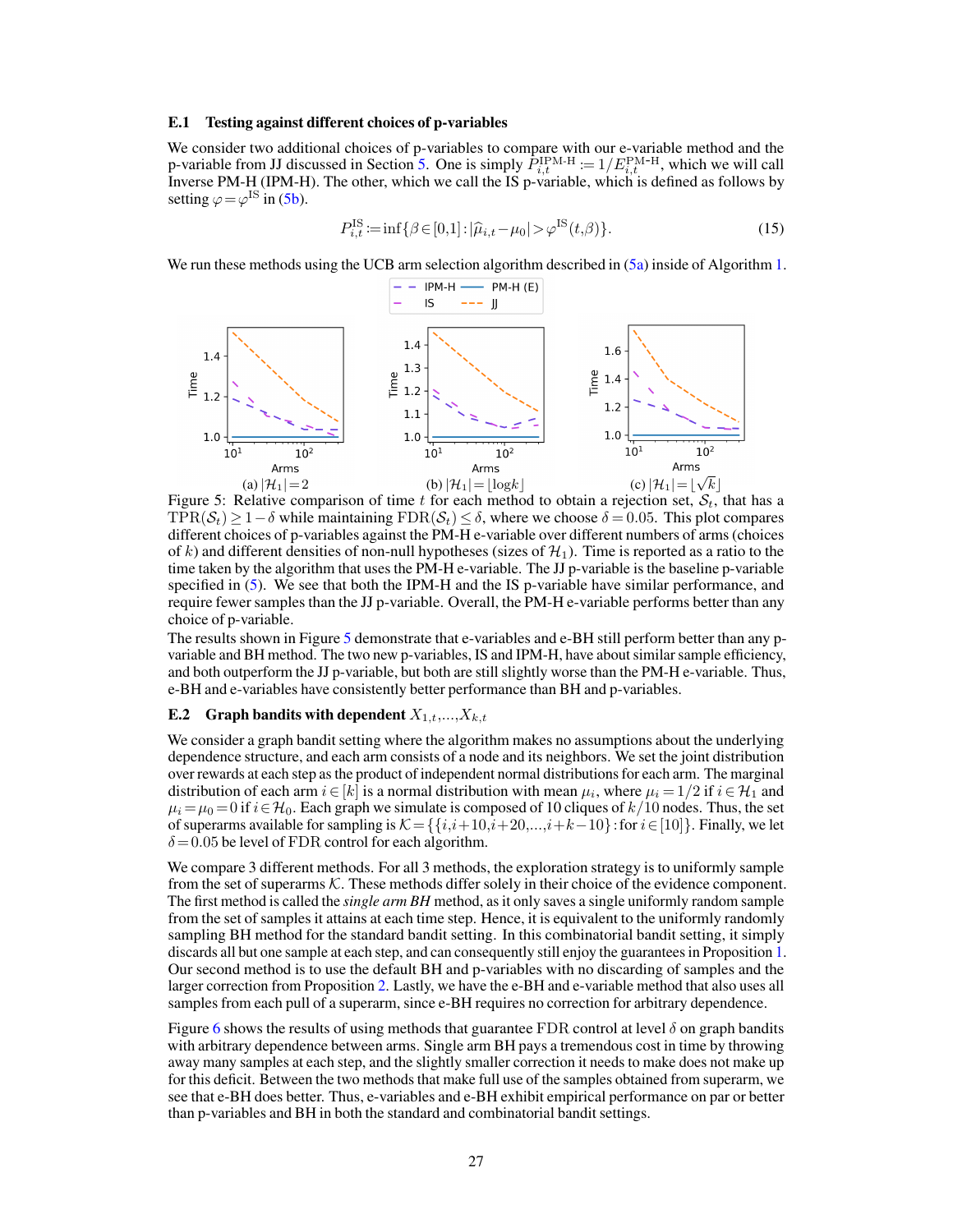### E.1 Testing against different choices of p-variables

We consider two additional choices of p-variables to compare with our e-variable method and the p-variable from JJ discussed in Section 5. One is simply $P_{i,t}^{\text{IPM-H}} := 1/E_{i,t}^{\text{PM-H}}$, which we will call Inverse PM-H (IPM-H). The other, which we call the IS p-variable, which is defined as follows by setting $\varphi = \varphi^{\text{IS}}$ in (5b).

$$P_{i,t}^{\text{IS}} := \inf\{\beta \in [0,1] : |\widehat{\mu}_{i,t} - \mu_0| > \varphi^{\text{IS}}(t,\beta)\}. \tag{15}$$

We run these methods using the UCB arm selection algorithm described in (5a) inside of Algorithm 1.

(a) $|\mathcal{H}_1| = 2$  (b) $|\mathcal{H}_1| = \lfloor \log k \rfloor$  (c) $|\mathcal{H}_1| = \lfloor \sqrt{k} \rfloor$

Figure 5: Relative comparison of time $t$ for each method to obtain a rejection set, $\mathcal{S}_t$, that has a $\text{TPR}(\mathcal{S}_t) \geq 1 - \delta$ while maintaining $\text{FDR}(\mathcal{S}_t) \leq \delta$, where we choose $\delta = 0.05$. This plot compares different choices of p-variables against the PM-H e-variable over different numbers of arms (choices of $k$) and different densities of non-null hypotheses (sizes of $\mathcal{H}_1$). Time is reported as a ratio to the time taken by the algorithm that uses the PM-H e-variable. The JJ p-variable is the baseline p-variable specified in (5). We see that both the IPM-H and the IS p-variable have similar performance, and require fewer samples than the JJ p-variable. Overall, the PM-H e-variable performs better than any choice of p-variable.

The results shown in Figure 5 demonstrate that e-variables and e-BH still perform better than any p-variable and BH method. The two new p-variables, IS and IPM-H, have about similar sample efficiency, and both outperform the JJ p-variable, but both are still slightly worse than the PM-H e-variable. Thus, e-BH and e-variables have consistently better performance than BH and p-variables.

### E.2 Graph bandits with dependent $X_{1,t}, \ldots, X_{k,t}$

We consider a graph bandit setting where the algorithm makes no assumptions about the underlying dependence structure, and each arm consists of a node and its neighbors. We set the joint distribution over rewards at each step as the product of independent normal distributions for each arm. The marginal distribution of each arm $i \in [k]$ is a normal distribution with mean $\mu_i$, where $\mu_i = 1/2$ if $i \in \mathcal{H}_1$ and $\mu_i = \mu_0 = 0$ if $i \in \mathcal{H}_0$. Each graph we simulate is composed of 10 cliques of $k/10$ nodes. Thus, the set of superarms available for sampling is $\mathcal{K} = \{\{i, i+10, i+20, \ldots, i+k-10\} : \text{for } i \in [10]\}$. Finally, we let $\delta = 0.05$ be level of FDR control for each algorithm.

We compare 3 different methods. For all 3 methods, the exploration strategy is to uniformly sample from the set of superarms $\mathcal{K}$. These methods differ solely in their choice of the evidence component. The first method is called the *single arm BH* method, as it only saves a single uniformly random sample from the set of samples it attains at each time step. Hence, it is equivalent to the uniformly randomly sampling BH method for the standard bandit setting. In this combinatorial bandit setting, it simply discards all but one sample at each step, and can consequently still enjoy the guarantees in Proposition 1. Our second method is to use the default BH and p-variables with no discarding of samples and the larger correction from Proposition 2. Lastly, we have the e-BH and e-variable method that also uses all samples from each pull of a superarm, since e-BH requires no correction for arbitrary dependence.

Figure 6 shows the results of using methods that guarantee FDR control at level $\delta$ on graph bandits with arbitrary dependence between arms. Single arm BH pays a tremendous cost in time by throwing away many samples at each step, and the slightly smaller correction it needs to make does not make up for this deficit. Between the two methods that make full use of the samples obtained from superarm, we see that e-BH does better. Thus, e-variables and e-BH exhibit empirical performance on par or better than p-variables and BH in both the standard and combinatorial bandit settings.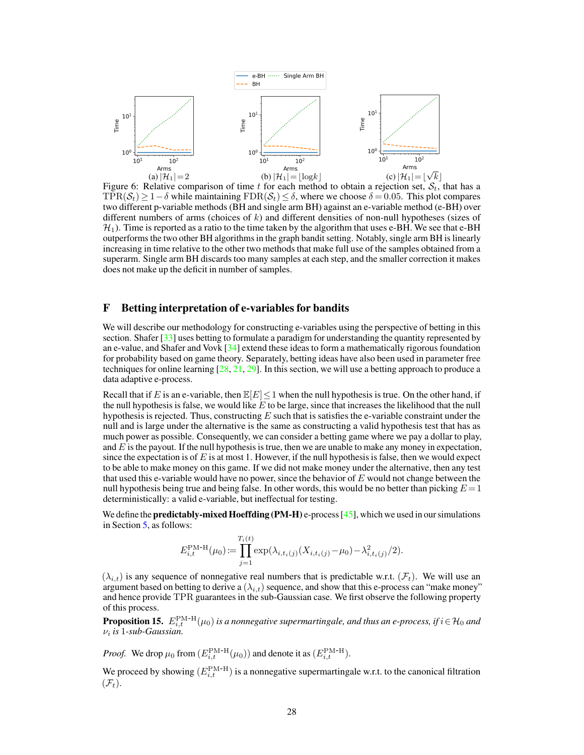Figure 6: Relative comparison of time $t$ for each method to obtain a rejection set, $\mathcal{S}_t$, that has a $\mathrm{TPR}(\mathcal{S}_t) \geq 1-\delta$ while maintaining $\mathrm{FDR}(\mathcal{S}_t) \leq \delta$, where we choose $\delta = 0.05$. This plot compares two different p-variable methods (BH and single arm BH) against an e-variable method (e-BH) over different numbers of arms (choices of $k$) and different densities of non-null hypotheses (sizes of $\mathcal{H}_1$). Time is reported as a ratio to the time taken by the algorithm that uses e-BH. We see that e-BH outperforms the two other BH algorithms in the graph bandit setting. Notably, single arm BH is linearly increasing in time relative to the other two methods that make full use of the samples obtained from a superarm. Single arm BH discards too many samples at each step, and the smaller correction it makes does not make up the deficit in number of samples.

(a) $|\mathcal{H}_1| = 2$ (b) $|\mathcal{H}_1| = \lfloor \log k \rfloor$ (c) $|\mathcal{H}_1| = \lfloor \sqrt{k} \rfloor$

# F Betting interpretation of e-variables for bandits

We will describe our methodology for constructing e-variables using the perspective of betting in this section. Shafer [33] uses betting to formulate a paradigm for understanding the quantity represented by an e-value, and Shafer and Vovk [34] extend these ideas to form a mathematically rigorous foundation for probability based on game theory. Separately, betting ideas have also been used in parameter free techniques for online learning [28, 21, 29]. In this section, we will use a betting approach to produce a data adaptive e-process.

Recall that if $E$ is an e-variable, then $\mathbb{E}[E] \leq 1$ when the null hypothesis is true. On the other hand, if the null hypothesis is false, we would like $E$ to be large, since that increases the likelihood that the null hypothesis is rejected. Thus, constructing $E$ such that is satisfies the e-variable constraint under the null and is large under the alternative is the same as constructing a valid hypothesis test that has as much power as possible. Consequently, we can consider a betting game where we pay a dollar to play, and $E$ is the payout. If the null hypothesis is true, then we are unable to make any money in expectation, since the expectation is of $E$ is at most 1. However, if the null hypothesis is false, then we would expect to be able to make money on this game. If we did not make money under the alternative, then any test that used this e-variable would have no power, since the behavior of $E$ would not change between the null hypothesis being true and being false. In other words, this would be no better than picking $E = 1$ deterministically: a valid e-variable, but ineffectual for testing.

We define the **predictably-mixed Hoeffding (PM-H)** e-process [45], which we used in our simulations in Section 5, as follows:

$$E_{i,t}^{\text{PM-H}}(\mu_0) := \prod_{j=1}^{T_i(t)} \exp(\lambda_{i,t_i(j)}(X_{i,t_i(j)} - \mu_0) - \lambda_{i,t_i(j)}^2/2).$$

$(\lambda_{i,t})$ is any sequence of nonnegative real numbers that is predictable w.r.t. $(\mathcal{F}_t)$. We will use an argument based on betting to derive a $(\lambda_{i,t})$ sequence, and show that this e-process can "make money" and hence provide TPR guarantees in the sub-Gaussian case. We first observe the following property of this process.

**Proposition 15.** *$E_{i,t}^{\text{PM-H}}(\mu_0)$ is a nonnegative supermartingale, and thus an e-process, if $i \in \mathcal{H}_0$ and $\nu_i$ is 1-sub-Gaussian.*

*Proof.* We drop $\mu_0$ from $(E_{i,t}^{\text{PM-H}}(\mu_0))$ and denote it as $(E_{i,t}^{\text{PM-H}})$.

We proceed by showing $(E_{i,t}^{\text{PM-H}})$ is a nonnegative supermartingale w.r.t. to the canonical filtration $(\mathcal{F}_t)$.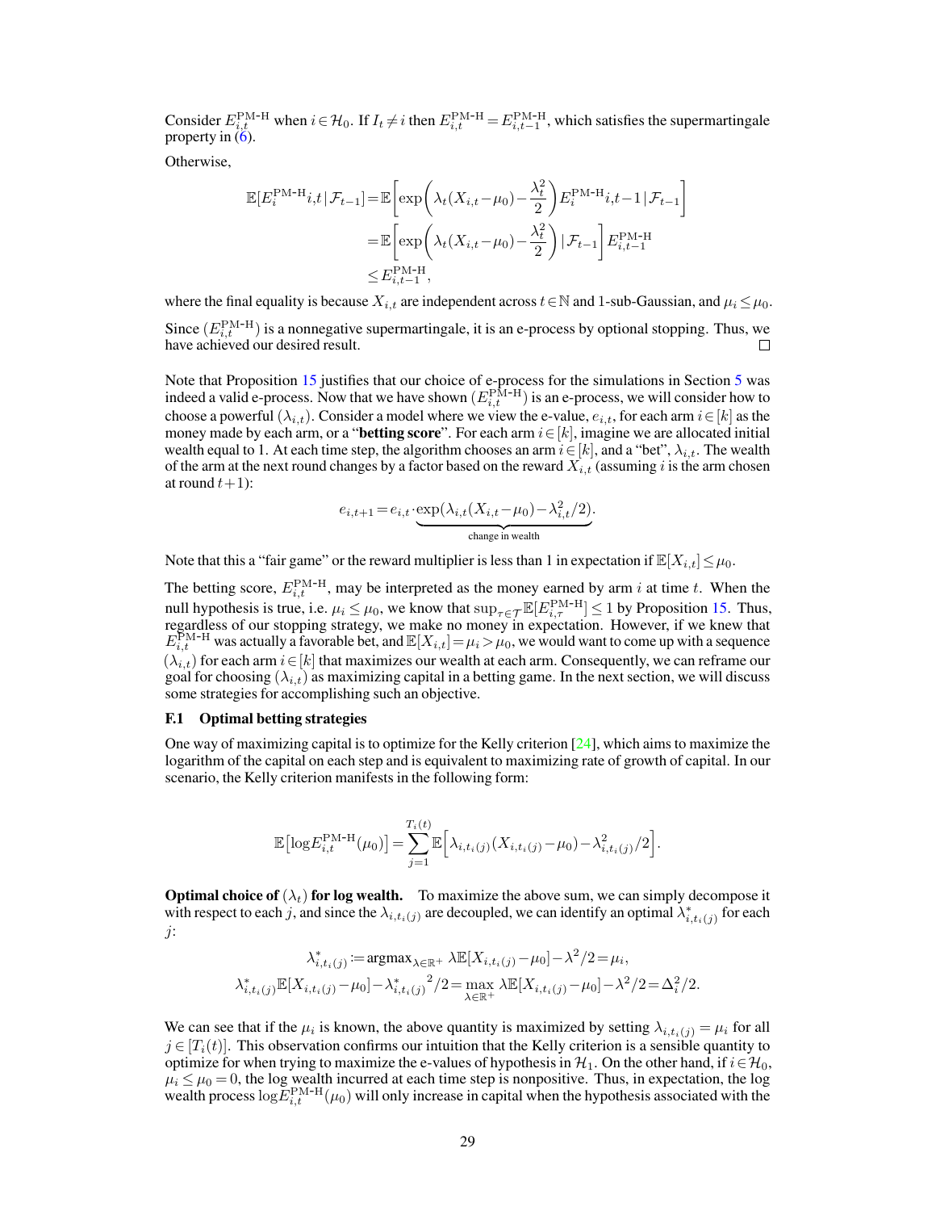Consider $E^{\text{PM-H}}_{i,t}$ when $i \in \mathcal{H}_0$. If $I_t \neq i$ then $E^{\text{PM-H}}_{i,t} = E^{\text{PM-H}}_{i,t-1}$, which satisfies the supermartingale property in (6).

Otherwise,

$$
\begin{aligned}
\mathbb{E}[E^{\text{PM-H}}_i i,t \mid \mathcal{F}_{t-1}] &= \mathbb{E}\left[\exp\left(\lambda_t (X_{i,t} - \mu_0) - \frac{\lambda_t^2}{2}\right) E^{\text{PM-H}}_i i,t-1 \mid \mathcal{F}_{t-1}\right] \\
&= \mathbb{E}\left[\exp\left(\lambda_t (X_{i,t} - \mu_0) - \frac{\lambda_t^2}{2}\right) \mid \mathcal{F}_{t-1}\right] E^{\text{PM-H}}_{i,t-1} \\
&\leq E^{\text{PM-H}}_{i,t-1},
\end{aligned}
$$

where the final equality is because $X_{i,t}$ are independent across $t \in \mathbb{N}$ and 1-sub-Gaussian, and $\mu_i \leq \mu_0$.

Since $(E^{\text{PM-H}}_{i,t})$ is a nonnegative supermartingale, it is an e-process by optional stopping. Thus, we have achieved our desired result. □

Note that Proposition 15 justifies that our choice of e-process for the simulations in Section 5 was indeed a valid e-process. Now that we have shown $(E^{\text{PM-H}}_{i,t})$ is an e-process, we will consider how to choose a powerful $(\lambda_{i,t})$. Consider a model where we view the e-value, $e_{i,t}$, for each arm $i \in [k]$ as the money made by each arm, or a "**betting score**". For each arm $i \in [k]$, imagine we are allocated initial wealth equal to 1. At each time step, the algorithm chooses an arm $i \in [k]$, and a "bet", $\lambda_{i,t}$. The wealth of the arm at the next round changes by a factor based on the reward $X_{i,t}$ (assuming $i$ is the arm chosen at round $t+1$):

$$
e_{i,t+1} = e_{i,t} \cdot \underbrace{\exp(\lambda_{i,t}(X_{i,t} - \mu_0) - \lambda_{i,t}^2/2)}_{\text{change in wealth}}.
$$

Note that this a "fair game" or the reward multiplier is less than 1 in expectation if $\mathbb{E}[X_{i,t}] \leq \mu_0$.

The betting score, $E^{\text{PM-H}}_{i,t}$, may be interpreted as the money earned by arm $i$ at time $t$. When the null hypothesis is true, i.e. $\mu_i \leq \mu_0$, we know that $\sup_{\tau \in \mathcal{T}} \mathbb{E}[E^{\text{PM-H}}_{i,\tau}] \leq 1$ by Proposition 15. Thus, regardless of our stopping strategy, we make no money in expectation. However, if we knew that $E^{\text{PM-H}}_{i,t}$ was actually a favorable bet, and $\mathbb{E}[X_{i,t}] = \mu_i > \mu_0$, we would want to come up with a sequence $(\lambda_{i,t})$ for each arm $i \in [k]$ that maximizes our wealth at each arm. Consequently, we can reframe our goal for choosing $(\lambda_{i,t})$ as maximizing capital in a betting game. In the next section, we will discuss some strategies for accomplishing such an objective.

### F.1 Optimal betting strategies

One way of maximizing capital is to optimize for the Kelly criterion [24], which aims to maximize the logarithm of the capital on each step and is equivalent to maximizing rate of growth of capital. In our scenario, the Kelly criterion manifests in the following form:

$$
\mathbb{E}\left[\log E^{\text{PM-H}}_{i,t}(\mu_0)\right] = \sum_{j=1}^{T_i(t)} \mathbb{E}\left[\lambda_{i,t_i(j)}(X_{i,t_i(j)} - \mu_0) - \lambda_{i,t_i(j)}^2/2\right].
$$

**Optimal choice of $(\lambda_t)$ for log wealth.** To maximize the above sum, we can simply decompose it with respect to each $j$, and since the $\lambda_{i,t_i(j)}$ are decoupled, we can identify an optimal $\lambda^*_{i,t_i(j)}$ for each $j$:

$$
\lambda^*_{i,t_i(j)} := \operatorname{argmax}_{\lambda \in \mathbb{R}^+} \lambda \mathbb{E}[X_{i,t_i(j)} - \mu_0] - \lambda^2/2 = \mu_i,
$$
$$
\lambda^*_{i,t_i(j)} \mathbb{E}[X_{i,t_i(j)} - \mu_0] - {\lambda^*_{i,t_i(j)}}^2/2 = \max_{\lambda \in \mathbb{R}^+} \lambda \mathbb{E}[X_{i,t_i(j)} - \mu_0] - \lambda^2/2 = \Delta_i^2/2.
$$

We can see that if the $\mu_i$ is known, the above quantity is maximized by setting $\lambda_{i,t_i(j)} = \mu_i$ for all $j \in [T_i(t)]$. This observation confirms our intuition that the Kelly criterion is a sensible quantity to optimize for when trying to maximize the e-values of hypothesis in $\mathcal{H}_1$. On the other hand, if $i \in \mathcal{H}_0$, $\mu_i \leq \mu_0 = 0$, the log wealth incurred at each time step is nonpositive. Thus, in expectation, the log wealth process $\log E^{\text{PM-H}}_{i,t}(\mu_0)$ will only increase in capital when the hypothesis associated with the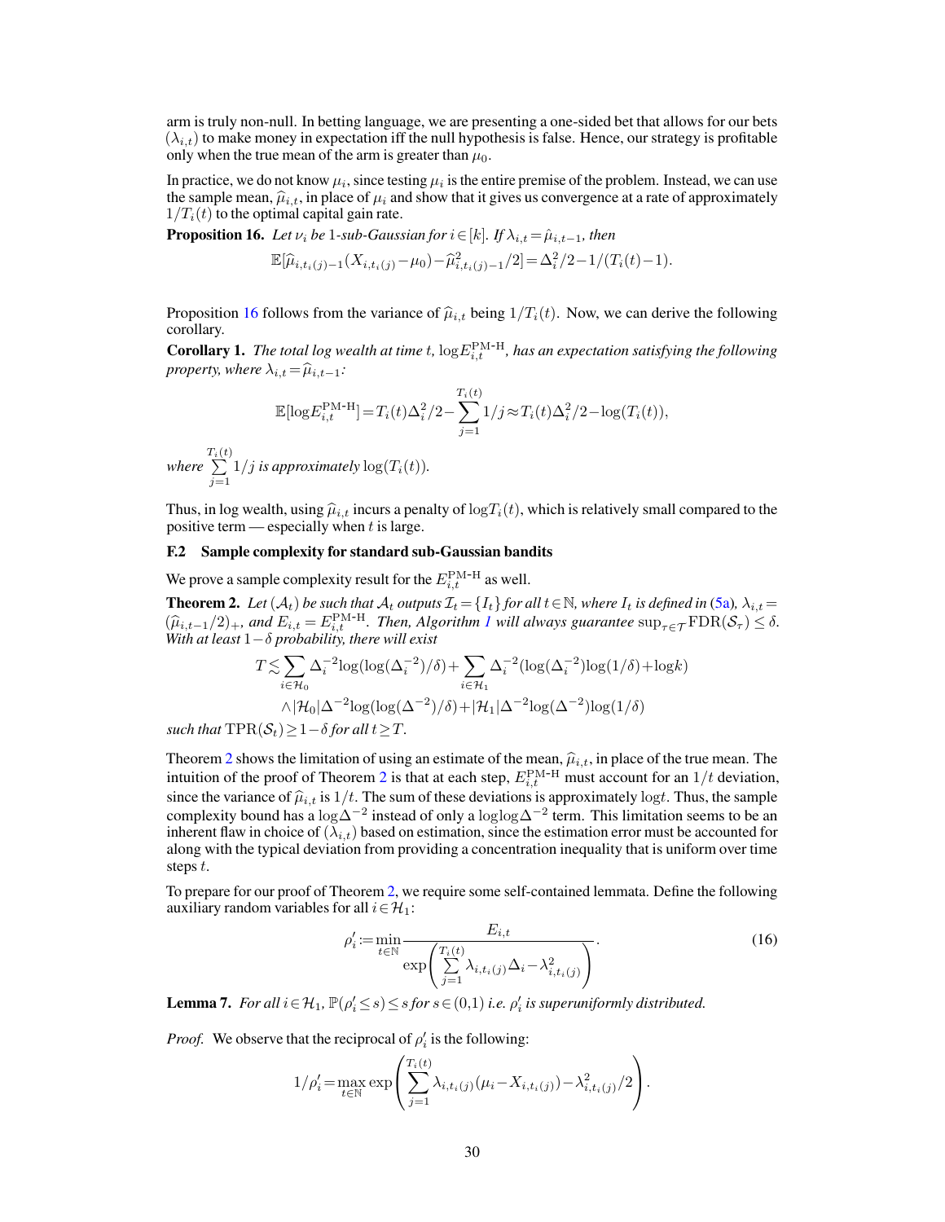arm is truly non-null. In betting language, we are presenting a one-sided bet that allows for our bets $(\lambda_{i,t})$ to make money in expectation iff the null hypothesis is false. Hence, our strategy is profitable only when the true mean of the arm is greater than $\mu_0$.

In practice, we do not know $\mu_i$, since testing $\mu_i$ is the entire premise of the problem. Instead, we can use the sample mean, $\widehat{\mu}_{i,t}$, in place of $\mu_i$ and show that it gives us convergence at a rate of approximately $1/T_i(t)$ to the optimal capital gain rate.

**Proposition 16.** *Let $\nu_i$ be 1-sub-Gaussian for $i \in [k]$. If $\lambda_{i,t} = \hat{\mu}_{i,t-1}$, then*

$$\mathbb{E}[\widehat{\mu}_{i,t_i(j)-1}(X_{i,t_i(j)} - \mu_0) - \widehat{\mu}^2_{i,t_i(j)-1}/2] = \Delta_i^2/2 - 1/(T_i(t)-1).$$

Proposition 16 follows from the variance of $\widehat{\mu}_{i,t}$ being $1/T_i(t)$. Now, we can derive the following corollary.

**Corollary 1.** *The total log wealth at time $t$, $\log E^{\text{PM-H}}_{i,t}$, has an expectation satisfying the following property, where $\lambda_{i,t} = \widehat{\mu}_{i,t-1}$:*

$$\mathbb{E}[\log E^{\text{PM-H}}_{i,t}] = T_i(t)\Delta_i^2/2 - \sum_{j=1}^{T_i(t)} 1/j \approx T_i(t)\Delta_i^2/2 - \log(T_i(t)),$$

*where $\sum_{j=1}^{T_i(t)} 1/j$ is approximately $\log(T_i(t))$.*

Thus, in log wealth, using $\widehat{\mu}_{i,t}$ incurs a penalty of $\log T_i(t)$, which is relatively small compared to the positive term — especially when $t$ is large.

### F.2 Sample complexity for standard sub-Gaussian bandits

We prove a sample complexity result for the $E^{\text{PM-H}}_{i,t}$ as well.

**Theorem 2.** *Let $(\mathcal{A}_t)$ be such that $\mathcal{A}_t$ outputs $\mathcal{I}_t = \{I_t\}$ for all $t \in \mathbb{N}$, where $I_t$ is defined in (5a), $\lambda_{i,t} = (\widehat{\mu}_{i,t-1}/2)_+$, and $E_{i,t} = E^{\text{PM-H}}_{i,t}$. Then, Algorithm 1 will always guarantee $\sup_{\tau \in \mathcal{T}} \text{FDR}(\mathcal{S}_\tau) \leq \delta$. With at least $1-\delta$ probability, there will exist*

$$\begin{aligned}T \lesssim & \sum_{i \in \mathcal{H}_0} \Delta_i^{-2} \log(\log(\Delta_i^{-2})/\delta) + \sum_{i \in \mathcal{H}_1} \Delta_i^{-2}(\log(\Delta_i^{-2})\log(1/\delta) + \log k)\\ &\wedge |\mathcal{H}_0|\Delta^{-2}\log(\log(\Delta^{-2})/\delta) + |\mathcal{H}_1|\Delta^{-2}\log(\Delta^{-2})\log(1/\delta)\end{aligned}$$

*such that $\text{TPR}(\mathcal{S}_t) \geq 1-\delta$ for all $t \geq T$.*

Theorem 2 shows the limitation of using an estimate of the mean, $\widehat{\mu}_{i,t}$, in place of the true mean. The intuition of the proof of Theorem 2 is that at each step, $E^{\text{PM-H}}_{i,t}$ must account for an $1/t$ deviation, since the variance of $\widehat{\mu}_{i,t}$ is $1/t$. The sum of these deviations is approximately $\log t$. Thus, the sample complexity bound has a $\log \Delta^{-2}$ instead of only a $\log\log \Delta^{-2}$ term. This limitation seems to be an inherent flaw in choice of $(\lambda_{i,t})$ based on estimation, since the estimation error must be accounted for along with the typical deviation from providing a concentration inequality that is uniform over time steps $t$.

To prepare for our proof of Theorem 2, we require some self-contained lemmata. Define the following auxiliary random variables for all $i \in \mathcal{H}_1$:

$$\rho_i' := \min_{t \in \mathbb{N}} \frac{E_{i,t}}{\exp\left(\sum_{j=1}^{T_i(t)} \lambda_{i,t_i(j)}\Delta_i - \lambda^2_{i,t_i(j)}\right)}. \tag{16}$$

**Lemma 7.** *For all $i \in \mathcal{H}_1$, $\mathbb{P}(\rho_i' \leq s) \leq s$ for $s \in (0,1)$ i.e. $\rho_i'$ is superuniformly distributed.*

*Proof.* We observe that the reciprocal of $\rho_i'$ is the following:

$$1/\rho_i' = \max_{t \in \mathbb{N}} \exp\left(\sum_{j=1}^{T_i(t)} \lambda_{i,t_i(j)}(\mu_i - X_{i,t_i(j)}) - \lambda^2_{i,t_i(j)}/2\right).$$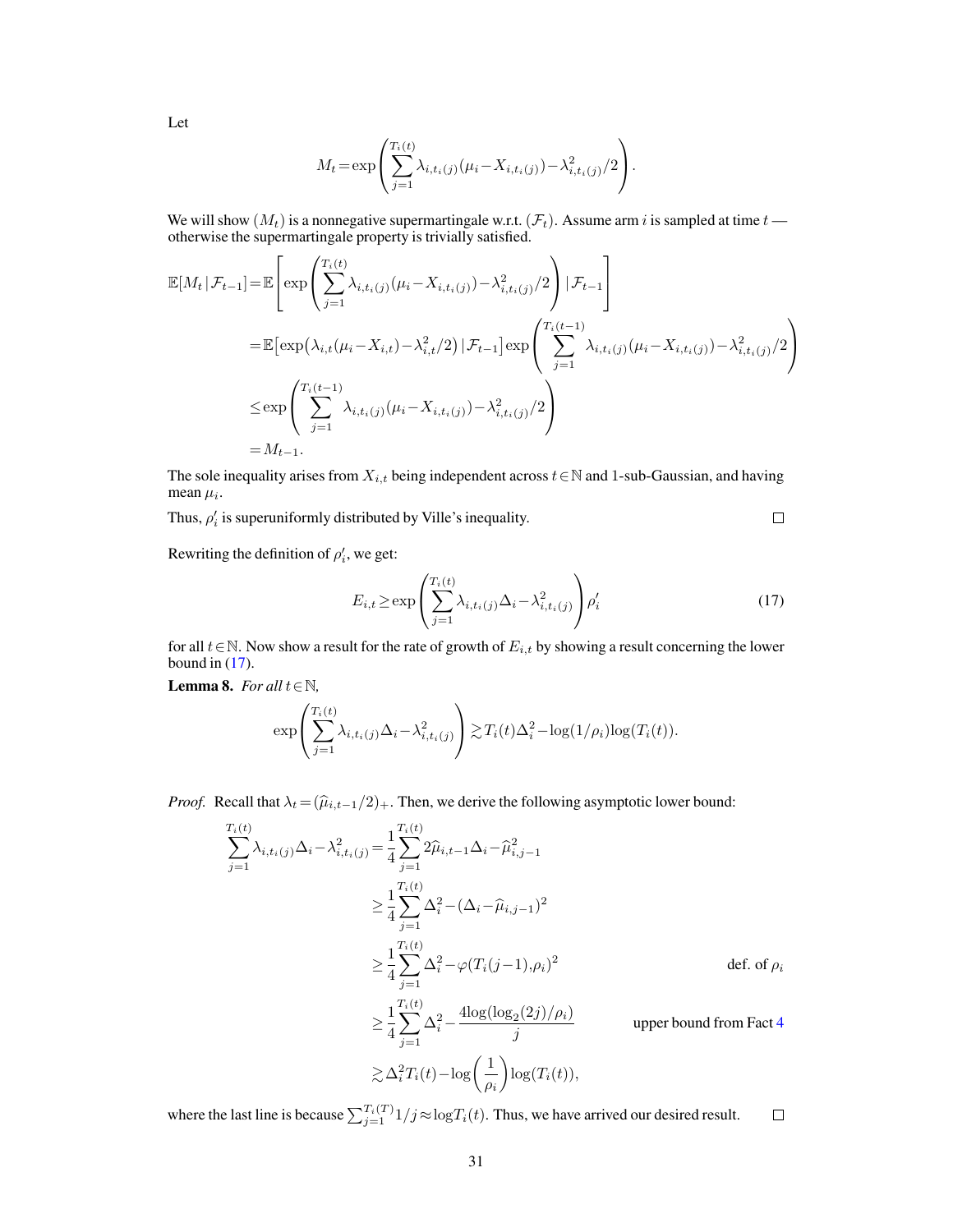Let

$$M_t = \exp\left(\sum_{j=1}^{T_i(t)} \lambda_{i,t_i(j)}(\mu_i - X_{i,t_i(j)}) - \lambda_{i,t_i(j)}^2/2\right).$$

We will show $(M_t)$ is a nonnegative supermartingale w.r.t. $(\mathcal{F}_t)$. Assume arm $i$ is sampled at time $t$ — otherwise the supermartingale property is trivially satisfied.

$$\begin{aligned}
\mathbb{E}[M_t \mid \mathcal{F}_{t-1}] &= \mathbb{E}\left[\exp\left(\sum_{j=1}^{T_i(t)} \lambda_{i,t_i(j)}(\mu_i - X_{i,t_i(j)}) - \lambda_{i,t_i(j)}^2/2\right) \mid \mathcal{F}_{t-1}\right] \\
&= \mathbb{E}\big[\exp\big(\lambda_{i,t}(\mu_i - X_{i,t}) - \lambda_{i,t}^2/2\big) \mid \mathcal{F}_{t-1}\big] \exp\left(\sum_{j=1}^{T_i(t-1)} \lambda_{i,t_i(j)}(\mu_i - X_{i,t_i(j)}) - \lambda_{i,t_i(j)}^2/2\right) \\
&\leq \exp\left(\sum_{j=1}^{T_i(t-1)} \lambda_{i,t_i(j)}(\mu_i - X_{i,t_i(j)}) - \lambda_{i,t_i(j)}^2/2\right) \\
&= M_{t-1}.
\end{aligned}$$

The sole inequality arises from $X_{i,t}$ being independent across $t \in \mathbb{N}$ and 1-sub-Gaussian, and having mean $\mu_i$.

Thus, $\rho_i'$ is superuniformly distributed by Ville's inequality. □

Rewriting the definition of $\rho_i'$, we get:

$$E_{i,t} \geq \exp\left(\sum_{j=1}^{T_i(t)} \lambda_{i,t_i(j)}\Delta_i - \lambda_{i,t_i(j)}^2\right)\rho_i' \tag{17}$$

for all $t \in \mathbb{N}$. Now show a result for the rate of growth of $E_{i,t}$ by showing a result concerning the lower bound in (17).

**Lemma 8.** *For all $t \in \mathbb{N}$,*

$$\exp\left(\sum_{j=1}^{T_i(t)} \lambda_{i,t_i(j)}\Delta_i - \lambda_{i,t_i(j)}^2\right) \gtrsim T_i(t)\Delta_i^2 - \log(1/\rho_i)\log(T_i(t)).$$

*Proof.* Recall that $\lambda_t = (\widehat{\mu}_{i,t-1}/2)_+$. Then, we derive the following asymptotic lower bound:

$$\begin{aligned}
\sum_{j=1}^{T_i(t)} \lambda_{i,t_i(j)}\Delta_i - \lambda_{i,t_i(j)}^2 &= \frac{1}{4}\sum_{j=1}^{T_i(t)} 2\widehat{\mu}_{i,t-1}\Delta_i - \widehat{\mu}_{i,j-1}^2 \\
&\geq \frac{1}{4}\sum_{j=1}^{T_i(t)} \Delta_i^2 - (\Delta_i - \widehat{\mu}_{i,j-1})^2 \\
&\geq \frac{1}{4}\sum_{j=1}^{T_i(t)} \Delta_i^2 - \varphi(T_i(j-1), \rho_i)^2 && \text{def. of } \rho_i \\
&\geq \frac{1}{4}\sum_{j=1}^{T_i(t)} \Delta_i^2 - \frac{4\log(\log_2(2j)/\rho_i)}{j} && \text{upper bound from Fact 4} \\
&\gtrsim \Delta_i^2 T_i(t) - \log\left(\frac{1}{\rho_i}\right)\log(T_i(t)),
\end{aligned}$$

where the last line is because $\sum_{j=1}^{T_i(T)} 1/j \approx \log T_i(t)$. Thus, we have arrived our desired result. □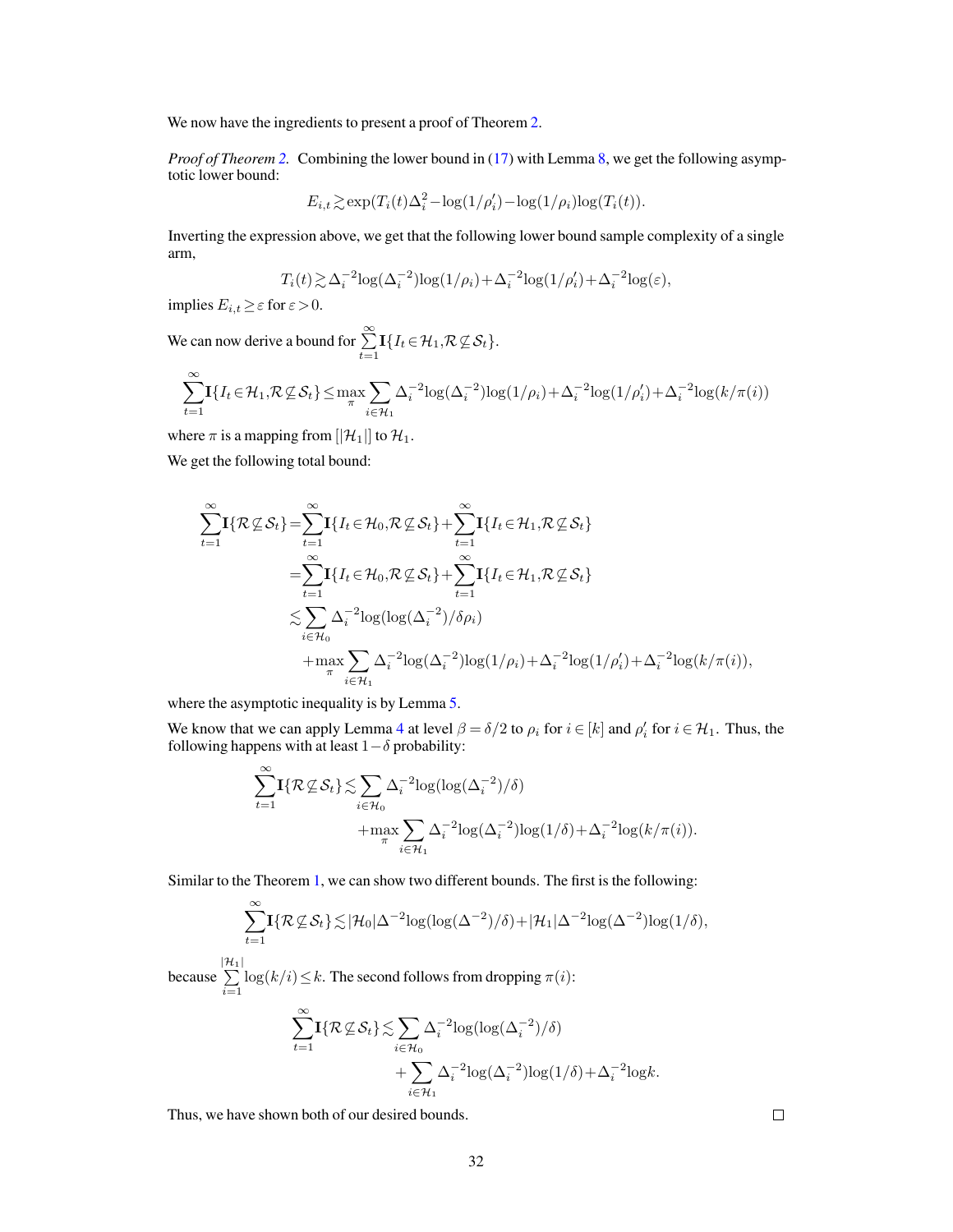We now have the ingredients to present a proof of Theorem 2.

*Proof of Theorem 2.* Combining the lower bound in (17) with Lemma 8, we get the following asymptotic lower bound:

$$E_{i,t} \gtrsim \exp(T_i(t)\Delta_i^2 - \log(1/\rho_i') - \log(1/\rho_i)\log(T_i(t)).$$

Inverting the expression above, we get that the following lower bound sample complexity of a single arm,

$$T_i(t) \gtrsim \Delta_i^{-2}\log(\Delta_i^{-2})\log(1/\rho_i) + \Delta_i^{-2}\log(1/\rho_i') + \Delta_i^{-2}\log(\varepsilon),$$

implies $E_{i,t} \geq \varepsilon$ for $\varepsilon > 0$.

We can now derive a bound for $\sum_{t=1}^{\infty} \mathbf{I}\{I_t \in \mathcal{H}_1, \mathcal{R} \not\subseteq \mathcal{S}_t\}$.

$$\sum_{t=1}^{\infty} \mathbf{I}\{I_t \in \mathcal{H}_1, \mathcal{R} \not\subseteq \mathcal{S}_t\} \leq \max_{\pi} \sum_{i \in \mathcal{H}_1} \Delta_i^{-2}\log(\Delta_i^{-2})\log(1/\rho_i) + \Delta_i^{-2}\log(1/\rho_i') + \Delta_i^{-2}\log(k/\pi(i))$$

where $\pi$ is a mapping from $[|\mathcal{H}_1|]$ to $\mathcal{H}_1$.

We get the following total bound:

$$\begin{aligned}
\sum_{t=1}^{\infty} \mathbf{I}\{\mathcal{R} \not\subseteq \mathcal{S}_t\} &= \sum_{t=1}^{\infty} \mathbf{I}\{I_t \in \mathcal{H}_0, \mathcal{R} \not\subseteq \mathcal{S}_t\} + \sum_{t=1}^{\infty} \mathbf{I}\{I_t \in \mathcal{H}_1, \mathcal{R} \not\subseteq \mathcal{S}_t\} \\
&= \sum_{t=1}^{\infty} \mathbf{I}\{I_t \in \mathcal{H}_0, \mathcal{R} \not\subseteq \mathcal{S}_t\} + \sum_{t=1}^{\infty} \mathbf{I}\{I_t \in \mathcal{H}_1, \mathcal{R} \not\subseteq \mathcal{S}_t\} \\
&\lesssim \sum_{i \in \mathcal{H}_0} \Delta_i^{-2}\log(\log(\Delta_i^{-2})/\delta\rho_i) \\
&\quad + \max_{\pi} \sum_{i \in \mathcal{H}_1} \Delta_i^{-2}\log(\Delta_i^{-2})\log(1/\rho_i) + \Delta_i^{-2}\log(1/\rho_i') + \Delta_i^{-2}\log(k/\pi(i)),
\end{aligned}$$

where the asymptotic inequality is by Lemma 5.

We know that we can apply Lemma 4 at level $\beta = \delta/2$ to $\rho_i$ for $i \in [k]$ and $\rho_i'$ for $i \in \mathcal{H}_1$. Thus, the following happens with at least $1-\delta$ probability:

$$\begin{aligned}
\sum_{t=1}^{\infty} \mathbf{I}\{\mathcal{R} \not\subseteq \mathcal{S}_t\} &\lesssim \sum_{i \in \mathcal{H}_0} \Delta_i^{-2}\log(\log(\Delta_i^{-2})/\delta) \\
&\quad + \max_{\pi} \sum_{i \in \mathcal{H}_1} \Delta_i^{-2}\log(\Delta_i^{-2})\log(1/\delta) + \Delta_i^{-2}\log(k/\pi(i)).
\end{aligned}$$

Similar to the Theorem 1, we can show two different bounds. The first is the following:

$$\sum_{t=1}^{\infty} \mathbf{I}\{\mathcal{R} \not\subseteq \mathcal{S}_t\} \lesssim |\mathcal{H}_0|\Delta^{-2}\log(\log(\Delta^{-2})/\delta) + |\mathcal{H}_1|\Delta^{-2}\log(\Delta^{-2})\log(1/\delta),$$

because $\sum_{i=1}^{|\mathcal{H}_1|} \log(k/i) \leq k$. The second follows from dropping $\pi(i)$:

$$\begin{aligned}
\sum_{t=1}^{\infty} \mathbf{I}\{\mathcal{R} \not\subseteq \mathcal{S}_t\} &\lesssim \sum_{i \in \mathcal{H}_0} \Delta_i^{-2}\log(\log(\Delta_i^{-2})/\delta) \\
&\quad + \sum_{i \in \mathcal{H}_1} \Delta_i^{-2}\log(\Delta_i^{-2})\log(1/\delta) + \Delta_i^{-2}\log k.
\end{aligned}$$

Thus, we have shown both of our desired bounds. $\square$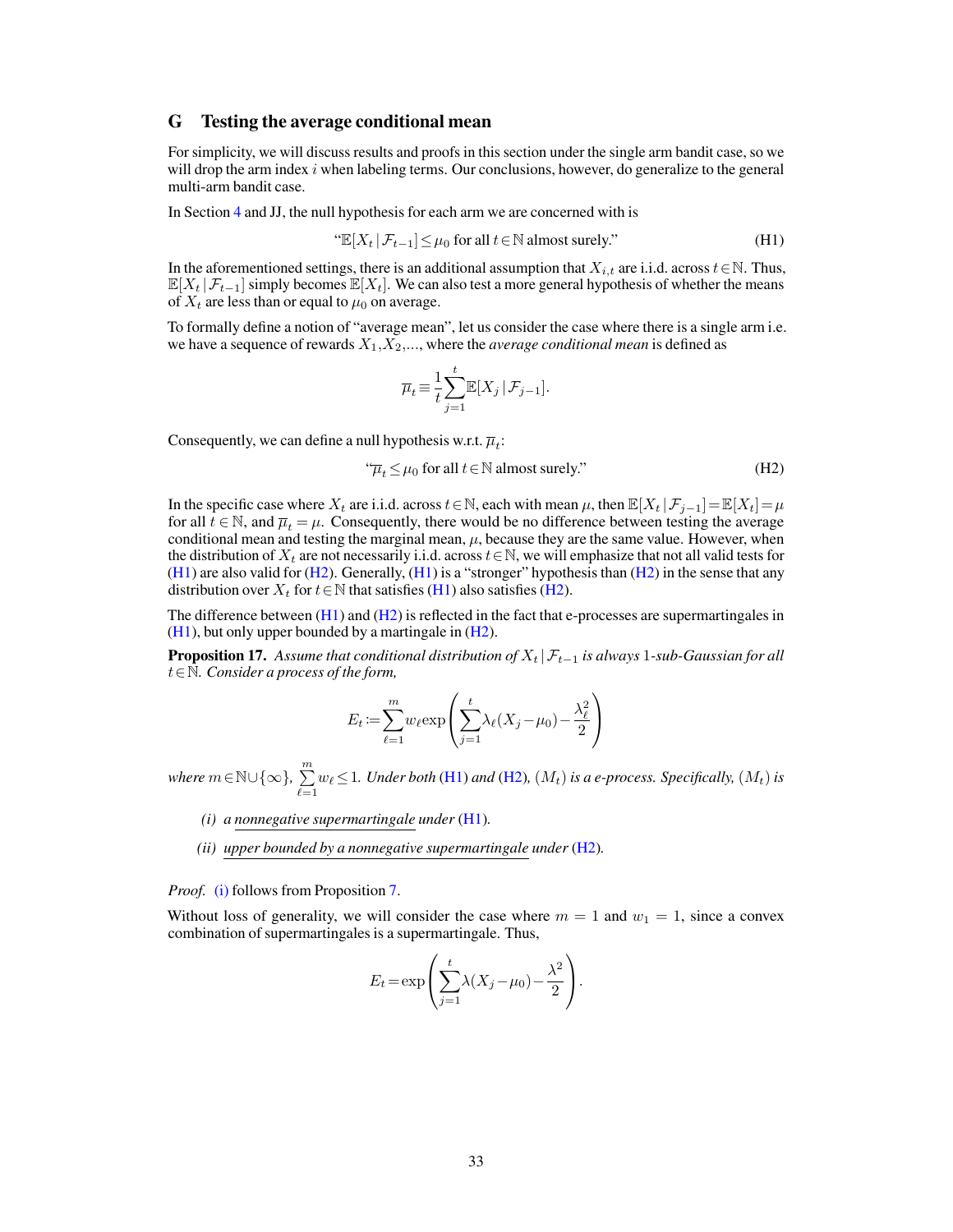## G Testing the average conditional mean

For simplicity, we will discuss results and proofs in this section under the single arm bandit case, so we will drop the arm index $i$ when labeling terms. Our conclusions, however, do generalize to the general multi-arm bandit case.

In Section 4 and JJ, the null hypothesis for each arm we are concerned with is

$$\text{``}\mathbb{E}[X_t \mid \mathcal{F}_{t-1}] \leq \mu_0 \text{ for all } t \in \mathbb{N} \text{ almost surely.''} \tag{H1}$$

In the aforementioned settings, there is an additional assumption that $X_{i,t}$ are i.i.d. across $t \in \mathbb{N}$. Thus, $\mathbb{E}[X_t \mid \mathcal{F}_{t-1}]$ simply becomes $\mathbb{E}[X_t]$. We can also test a more general hypothesis of whether the means of $X_t$ are less than or equal to $\mu_0$ on average.

To formally define a notion of "average mean", let us consider the case where there is a single arm i.e. we have a sequence of rewards $X_1, X_2, \ldots$, where the *average conditional mean* is defined as

$$\overline{\mu}_t \equiv \frac{1}{t}\sum_{j=1}^{t} \mathbb{E}[X_j \mid \mathcal{F}_{j-1}].$$

Consequently, we can define a null hypothesis w.r.t. $\overline{\mu}_t$:

$$\text{``}\overline{\mu}_t \leq \mu_0 \text{ for all } t \in \mathbb{N} \text{ almost surely.''} \tag{H2}$$

In the specific case where $X_t$ are i.i.d. across $t \in \mathbb{N}$, each with mean $\mu$, then $\mathbb{E}[X_t \mid \mathcal{F}_{j-1}] = \mathbb{E}[X_t] = \mu$ for all $t \in \mathbb{N}$, and $\overline{\mu}_t = \mu$. Consequently, there would be no difference between testing the average conditional mean and testing the marginal mean, $\mu$, because they are the same value. However, when the distribution of $X_t$ are not necessarily i.i.d. across $t \in \mathbb{N}$, we will emphasize that not all valid tests for (H1) are also valid for (H2). Generally, (H1) is a "stronger" hypothesis than (H2) in the sense that any distribution over $X_t$ for $t \in \mathbb{N}$ that satisfies (H1) also satisfies (H2).

The difference between (H1) and (H2) is reflected in the fact that e-processes are supermartingales in (H1), but only upper bounded by a martingale in (H2).

**Proposition 17.** *Assume that conditional distribution of $X_t \mid \mathcal{F}_{t-1}$ is always 1-sub-Gaussian for all $t \in \mathbb{N}$. Consider a process of the form,*

$$E_t := \sum_{\ell=1}^{m} w_\ell \exp\left(\sum_{j=1}^{t} \lambda_\ell (X_j - \mu_0) - \frac{\lambda_\ell^2}{2}\right)$$

*where $m \in \mathbb{N} \cup \{\infty\}$, $\sum_{\ell=1}^{m} w_\ell \leq 1$. Under both (H1) and (H2), $(M_t)$ is a e-process. Specifically, $(M_t)$ is*

*(i) a nonnegative supermartingale under (H1).*

*(ii) upper bounded by a nonnegative supermartingale under (H2).*

*Proof.* (i) follows from Proposition 7.

Without loss of generality, we will consider the case where $m = 1$ and $w_1 = 1$, since a convex combination of supermartingales is a supermartingale. Thus,

$$E_t = \exp\left(\sum_{j=1}^{t} \lambda (X_j - \mu_0) - \frac{\lambda^2}{2}\right).$$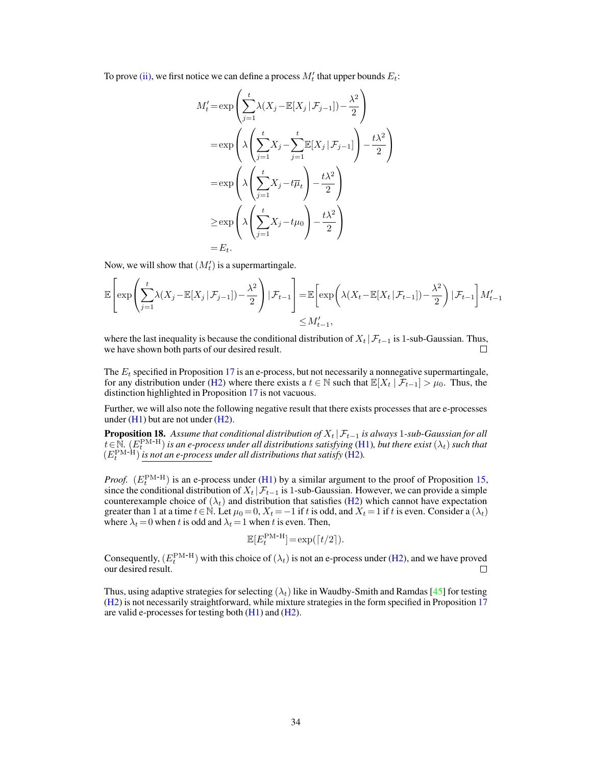To prove (ii), we first notice we can define a process $M'_t$ that upper bounds $E_t$:

$$
\begin{aligned}
M'_t &= \exp\left(\sum_{j=1}^{t} \lambda(X_j - \mathbb{E}[X_j \mid \mathcal{F}_{j-1}]) - \frac{\lambda^2}{2}\right) \\
&= \exp\left(\lambda\left(\sum_{j=1}^{t} X_j - \sum_{j=1}^{t} \mathbb{E}[X_j \mid \mathcal{F}_{j-1}]\right) - \frac{t\lambda^2}{2}\right) \\
&= \exp\left(\lambda\left(\sum_{j=1}^{t} X_j - t\overline{\mu}_t\right) - \frac{t\lambda^2}{2}\right) \\
&\geq \exp\left(\lambda\left(\sum_{j=1}^{t} X_j - t\mu_0\right) - \frac{t\lambda^2}{2}\right) \\
&= E_t.
\end{aligned}
$$

Now, we will show that $(M'_t)$ is a supermartingale.

$$
\begin{aligned}
\mathbb{E}\left[\exp\left(\sum_{j=1}^{t} \lambda(X_j - \mathbb{E}[X_j \mid \mathcal{F}_{j-1}]) - \frac{\lambda^2}{2}\right) \mid \mathcal{F}_{t-1}\right] &= \mathbb{E}\left[\exp\left(\lambda(X_t - \mathbb{E}[X_t \mid \mathcal{F}_{t-1}]) - \frac{\lambda^2}{2}\right) \mid \mathcal{F}_{t-1}\right] M'_{t-1} \\
&\leq M'_{t-1},
\end{aligned}
$$

where the last inequality is because the conditional distribution of $X_t \mid \mathcal{F}_{t-1}$ is 1-sub-Gaussian. Thus, we have shown both parts of our desired result. $\square$

The $E_t$ specified in Proposition 17 is an e-process, but not necessarily a nonnegative supermartingale, for any distribution under (H2) where there exists a $t \in \mathbb{N}$ such that $\mathbb{E}[X_t \mid \mathcal{F}_{t-1}] > \mu_0$. Thus, the distinction highlighted in Proposition 17 is not vacuous.

Further, we will also note the following negative result that there exists processes that are e-processes under (H1) but are not under (H2).

**Proposition 18.** *Assume that conditional distribution of $X_t \mid \mathcal{F}_{t-1}$ is always 1-sub-Gaussian for all $t \in \mathbb{N}$. $(E_t^{\text{PM-H}})$ is an e-process under all distributions satisfying (H1), but there exist $(\lambda_t)$ such that $(E_t^{\text{PM-H}})$ is not an e-process under all distributions that satisfy (H2).*

*Proof.* $(E_t^{\text{PM-H}})$ is an e-process under (H1) by a similar argument to the proof of Proposition 15, since the conditional distribution of $X_t \mid \mathcal{F}_{t-1}$ is 1-sub-Gaussian. However, we can provide a simple counterexample choice of $(\lambda_t)$ and distribution that satisfies (H2) which cannot have expectation greater than 1 at a time $t \in \mathbb{N}$. Let $\mu_0 = 0$, $X_t = -1$ if $t$ is odd, and $X_t = 1$ if $t$ is even. Consider a $(\lambda_t)$ where $\lambda_t = 0$ when $t$ is odd and $\lambda_t = 1$ when $t$ is even. Then,

$$
\mathbb{E}[E_t^{\text{PM-H}}] = \exp(\lceil t/2 \rceil).
$$

Consequently, $(E_t^{\text{PM-H}})$ with this choice of $(\lambda_t)$ is not an e-process under (H2), and we have proved our desired result. $\square$

Thus, using adaptive strategies for selecting $(\lambda_t)$ like in Waudby-Smith and Ramdas [45] for testing (H2) is not necessarily straightforward, while mixture strategies in the form specified in Proposition 17 are valid e-processes for testing both (H1) and (H2).